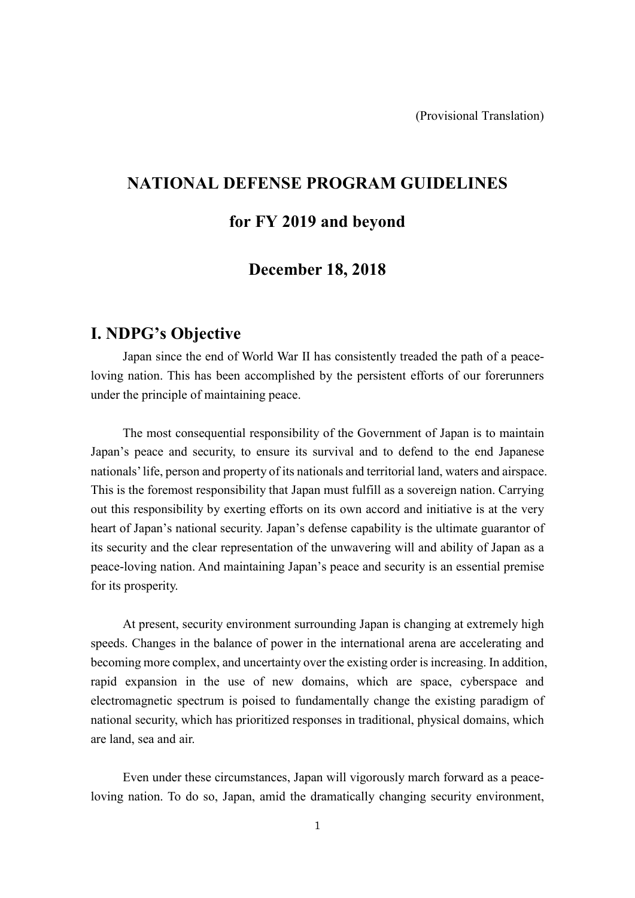(Provisional Translation)

# NATIONAL DEFENSE PROGRAM GUIDELINES

# for FY 2019 and beyond

# December 18, 2018

## I. NDPG's Objective

Japan since the end of World War II has consistently treaded the path of a peace-loving nation. This has been accomplished by the persistent efforts of our forerunners under the principle of maintaining peace.

The most consequential responsibility of the Government of Japan is to maintain Japan's peace and security, to ensure its survival and to defend to the end Japanese nationals' life, person and property of its nationals and territorial land, waters and airspace. This is the foremost responsibility that Japan must fulfill as a sovereign nation. Carrying out this responsibility by exerting efforts on its own accord and initiative is at the very heart of Japan's national security. Japan's defense capability is the ultimate guarantor of its security and the clear representation of the unwavering will and ability of Japan as a peace-loving nation. And maintaining Japan's peace and security is an essential premise for its prosperity.

At present, security environment surrounding Japan is changing at extremely high speeds. Changes in the balance of power in the international arena are accelerating and becoming more complex, and uncertainty over the existing order is increasing. In addition, rapid expansion in the use of new domains, which are space, cyberspace and electromagnetic spectrum is poised to fundamentally change the existing paradigm of national security, which has prioritized responses in traditional, physical domains, which are land, sea and air.

Even under these circumstances, Japan will vigorously march forward as a peace-loving nation. To do so, Japan, amid the dramatically changing security environment,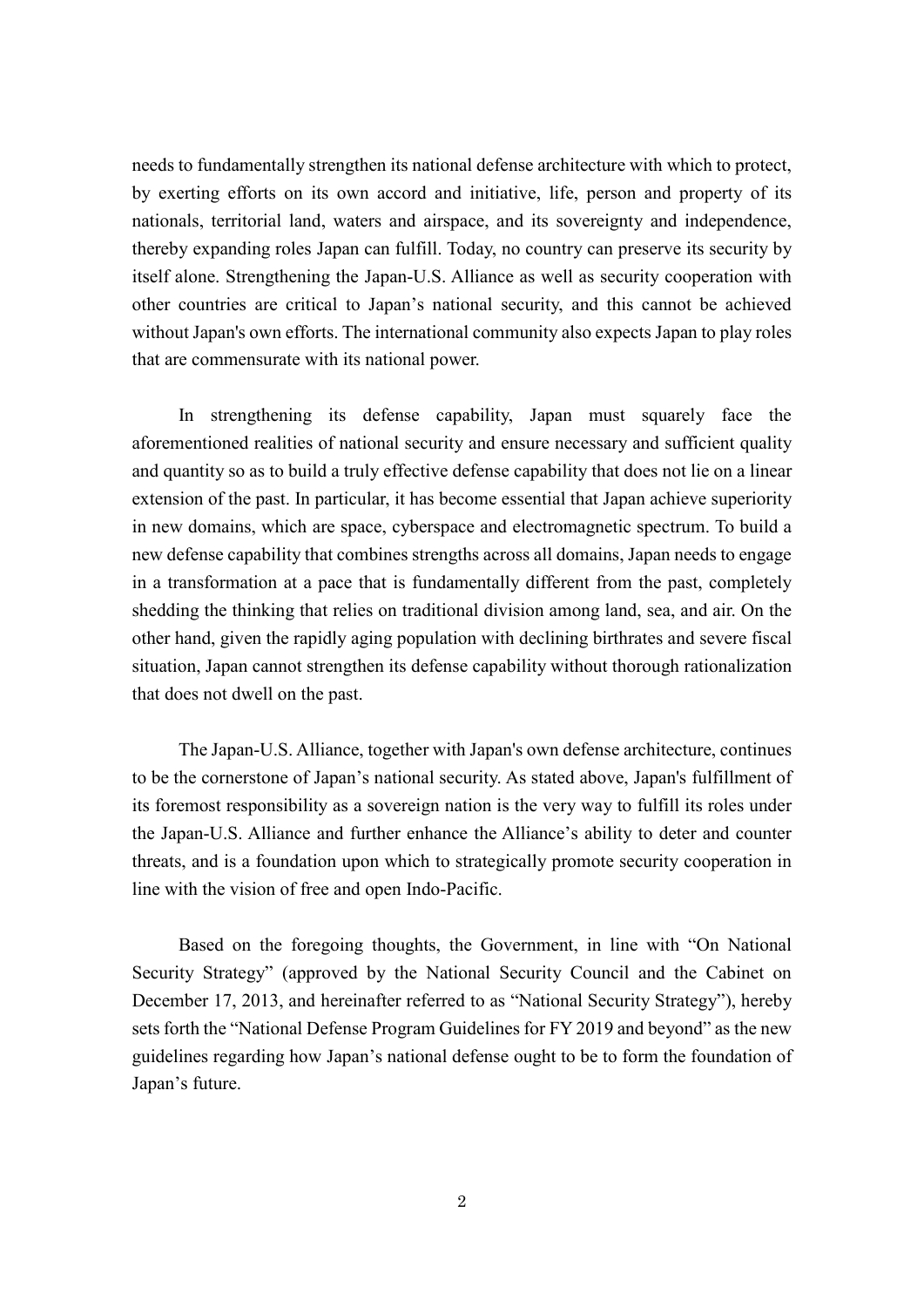needs to fundamentally strengthen its national defense architecture with which to protect, by exerting efforts on its own accord and initiative, life, person and property of its nationals, territorial land, waters and airspace, and its sovereignty and independence, thereby expanding roles Japan can fulfill. Today, no country can preserve its security by itself alone. Strengthening the Japan-U.S. Alliance as well as security cooperation with other countries are critical to Japan's national security, and this cannot be achieved without Japan's own efforts. The international community also expects Japan to play roles that are commensurate with its national power.

In strengthening its defense capability, Japan must squarely face the aforementioned realities of national security and ensure necessary and sufficient quality and quantity so as to build a truly effective defense capability that does not lie on a linear extension of the past. In particular, it has become essential that Japan achieve superiority in new domains, which are space, cyberspace and electromagnetic spectrum. To build a new defense capability that combines strengths across all domains, Japan needs to engage in a transformation at a pace that is fundamentally different from the past, completely shedding the thinking that relies on traditional division among land, sea, and air. On the other hand, given the rapidly aging population with declining birthrates and severe fiscal situation, Japan cannot strengthen its defense capability without thorough rationalization that does not dwell on the past.

The Japan-U.S. Alliance, together with Japan's own defense architecture, continues to be the cornerstone of Japan's national security. As stated above, Japan's fulfillment of its foremost responsibility as a sovereign nation is the very way to fulfill its roles under the Japan-U.S. Alliance and further enhance the Alliance's ability to deter and counter threats, and is a foundation upon which to strategically promote security cooperation in line with the vision of free and open Indo-Pacific.

Based on the foregoing thoughts, the Government, in line with "On National Security Strategy" (approved by the National Security Council and the Cabinet on December 17, 2013, and hereinafter referred to as "National Security Strategy"), hereby sets forth the "National Defense Program Guidelines for FY 2019 and beyond" as the new guidelines regarding how Japan's national defense ought to be to form the foundation of Japan's future.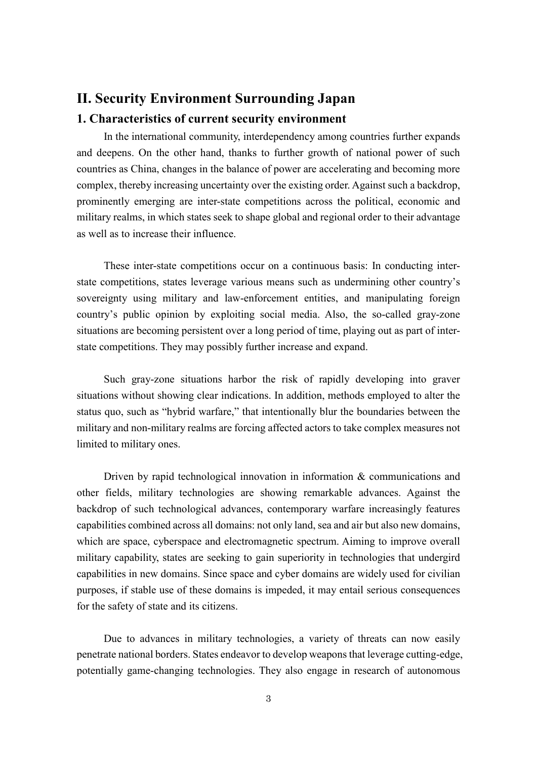## II. Security Environment Surrounding Japan

### 1. Characteristics of current security environment

In the international community, interdependency among countries further expands and deepens. On the other hand, thanks to further growth of national power of such countries as China, changes in the balance of power are accelerating and becoming more complex, thereby increasing uncertainty over the existing order. Against such a backdrop, prominently emerging are inter-state competitions across the political, economic and military realms, in which states seek to shape global and regional order to their advantage as well as to increase their influence.

These inter-state competitions occur on a continuous basis: In conducting inter-state competitions, states leverage various means such as undermining other country's sovereignty using military and law-enforcement entities, and manipulating foreign country's public opinion by exploiting social media. Also, the so-called gray-zone situations are becoming persistent over a long period of time, playing out as part of inter-state competitions. They may possibly further increase and expand.

Such gray-zone situations harbor the risk of rapidly developing into graver situations without showing clear indications. In addition, methods employed to alter the status quo, such as "hybrid warfare," that intentionally blur the boundaries between the military and non-military realms are forcing affected actors to take complex measures not limited to military ones.

Driven by rapid technological innovation in information & communications and other fields, military technologies are showing remarkable advances. Against the backdrop of such technological advances, contemporary warfare increasingly features capabilities combined across all domains: not only land, sea and air but also new domains, which are space, cyberspace and electromagnetic spectrum. Aiming to improve overall military capability, states are seeking to gain superiority in technologies that undergird capabilities in new domains. Since space and cyber domains are widely used for civilian purposes, if stable use of these domains is impeded, it may entail serious consequences for the safety of state and its citizens.

Due to advances in military technologies, a variety of threats can now easily penetrate national borders. States endeavor to develop weapons that leverage cutting-edge, potentially game-changing technologies. They also engage in research of autonomous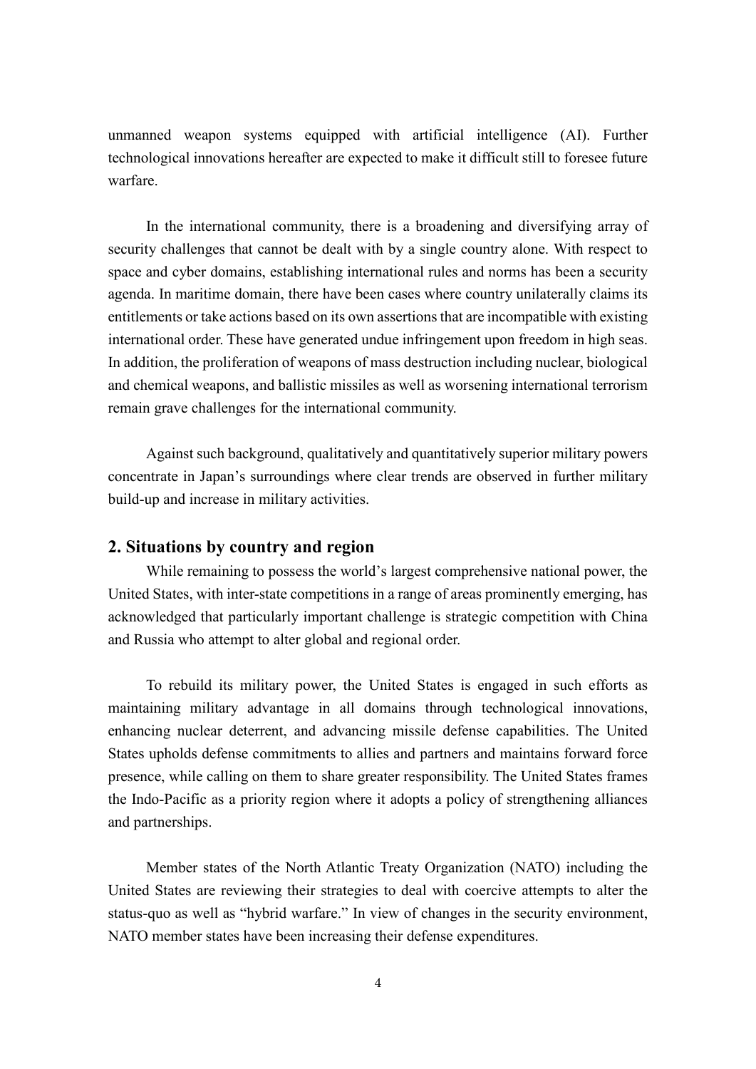unmanned weapon systems equipped with artificial intelligence (AI). Further technological innovations hereafter are expected to make it difficult still to foresee future warfare.

In the international community, there is a broadening and diversifying array of security challenges that cannot be dealt with by a single country alone. With respect to space and cyber domains, establishing international rules and norms has been a security agenda. In maritime domain, there have been cases where country unilaterally claims its entitlements or take actions based on its own assertions that are incompatible with existing international order. These have generated undue infringement upon freedom in high seas. In addition, the proliferation of weapons of mass destruction including nuclear, biological and chemical weapons, and ballistic missiles as well as worsening international terrorism remain grave challenges for the international community.

Against such background, qualitatively and quantitatively superior military powers concentrate in Japan's surroundings where clear trends are observed in further military build-up and increase in military activities.

## 2. Situations by country and region

While remaining to possess the world's largest comprehensive national power, the United States, with inter-state competitions in a range of areas prominently emerging, has acknowledged that particularly important challenge is strategic competition with China and Russia who attempt to alter global and regional order.

To rebuild its military power, the United States is engaged in such efforts as maintaining military advantage in all domains through technological innovations, enhancing nuclear deterrent, and advancing missile defense capabilities. The United States upholds defense commitments to allies and partners and maintains forward force presence, while calling on them to share greater responsibility. The United States frames the Indo-Pacific as a priority region where it adopts a policy of strengthening alliances and partnerships.

Member states of the North Atlantic Treaty Organization (NATO) including the United States are reviewing their strategies to deal with coercive attempts to alter the status-quo as well as "hybrid warfare." In view of changes in the security environment, NATO member states have been increasing their defense expenditures.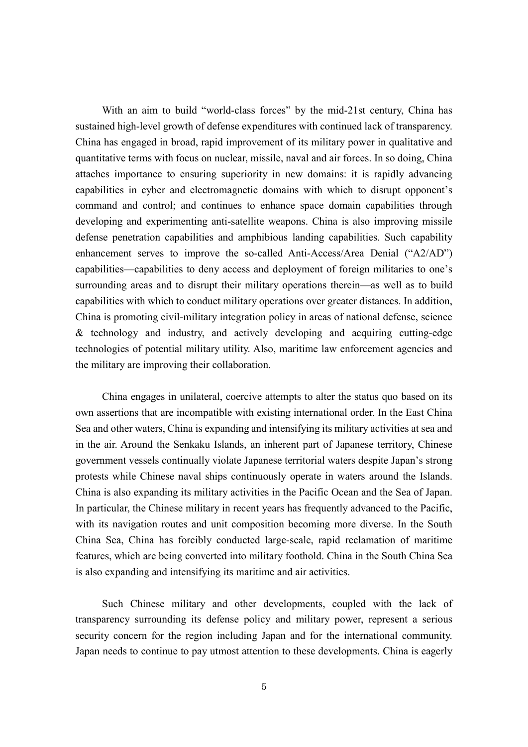With an aim to build "world-class forces" by the mid-21st century, China has sustained high-level growth of defense expenditures with continued lack of transparency. China has engaged in broad, rapid improvement of its military power in qualitative and quantitative terms with focus on nuclear, missile, naval and air forces. In so doing, China attaches importance to ensuring superiority in new domains: it is rapidly advancing capabilities in cyber and electromagnetic domains with which to disrupt opponent's command and control; and continues to enhance space domain capabilities through developing and experimenting anti-satellite weapons. China is also improving missile defense penetration capabilities and amphibious landing capabilities. Such capability enhancement serves to improve the so-called Anti-Access/Area Denial ("A2/AD") capabilities—capabilities to deny access and deployment of foreign militaries to one's surrounding areas and to disrupt their military operations therein—as well as to build capabilities with which to conduct military operations over greater distances. In addition, China is promoting civil-military integration policy in areas of national defense, science & technology and industry, and actively developing and acquiring cutting-edge technologies of potential military utility. Also, maritime law enforcement agencies and the military are improving their collaboration.

China engages in unilateral, coercive attempts to alter the status quo based on its own assertions that are incompatible with existing international order. In the East China Sea and other waters, China is expanding and intensifying its military activities at sea and in the air. Around the Senkaku Islands, an inherent part of Japanese territory, Chinese government vessels continually violate Japanese territorial waters despite Japan's strong protests while Chinese naval ships continuously operate in waters around the Islands. China is also expanding its military activities in the Pacific Ocean and the Sea of Japan. In particular, the Chinese military in recent years has frequently advanced to the Pacific, with its navigation routes and unit composition becoming more diverse. In the South China Sea, China has forcibly conducted large-scale, rapid reclamation of maritime features, which are being converted into military foothold. China in the South China Sea is also expanding and intensifying its maritime and air activities.

Such Chinese military and other developments, coupled with the lack of transparency surrounding its defense policy and military power, represent a serious security concern for the region including Japan and for the international community. Japan needs to continue to pay utmost attention to these developments. China is eagerly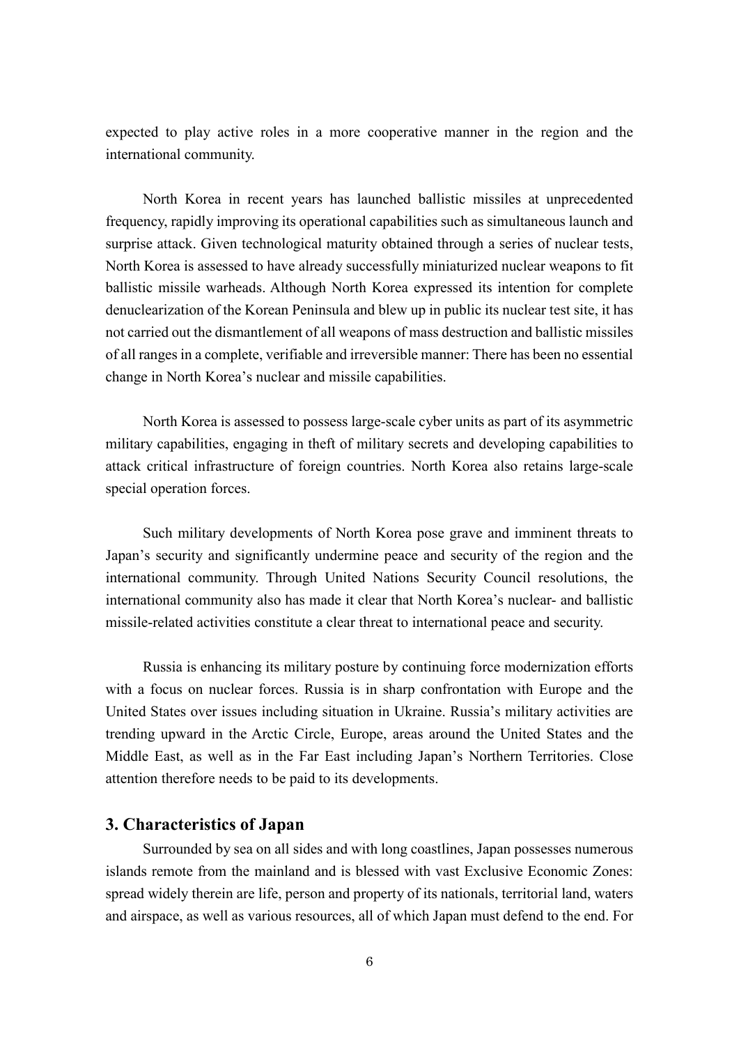expected to play active roles in a more cooperative manner in the region and the international community.

North Korea in recent years has launched ballistic missiles at unprecedented frequency, rapidly improving its operational capabilities such as simultaneous launch and surprise attack. Given technological maturity obtained through a series of nuclear tests, North Korea is assessed to have already successfully miniaturized nuclear weapons to fit ballistic missile warheads. Although North Korea expressed its intention for complete denuclearization of the Korean Peninsula and blew up in public its nuclear test site, it has not carried out the dismantlement of all weapons of mass destruction and ballistic missiles of all ranges in a complete, verifiable and irreversible manner: There has been no essential change in North Korea's nuclear and missile capabilities.

North Korea is assessed to possess large-scale cyber units as part of its asymmetric military capabilities, engaging in theft of military secrets and developing capabilities to attack critical infrastructure of foreign countries. North Korea also retains large-scale special operation forces.

Such military developments of North Korea pose grave and imminent threats to Japan's security and significantly undermine peace and security of the region and the international community. Through United Nations Security Council resolutions, the international community also has made it clear that North Korea's nuclear- and ballistic missile-related activities constitute a clear threat to international peace and security.

Russia is enhancing its military posture by continuing force modernization efforts with a focus on nuclear forces. Russia is in sharp confrontation with Europe and the United States over issues including situation in Ukraine. Russia's military activities are trending upward in the Arctic Circle, Europe, areas around the United States and the Middle East, as well as in the Far East including Japan's Northern Territories. Close attention therefore needs to be paid to its developments.

## 3. Characteristics of Japan

Surrounded by sea on all sides and with long coastlines, Japan possesses numerous islands remote from the mainland and is blessed with vast Exclusive Economic Zones: spread widely therein are life, person and property of its nationals, territorial land, waters and airspace, as well as various resources, all of which Japan must defend to the end. For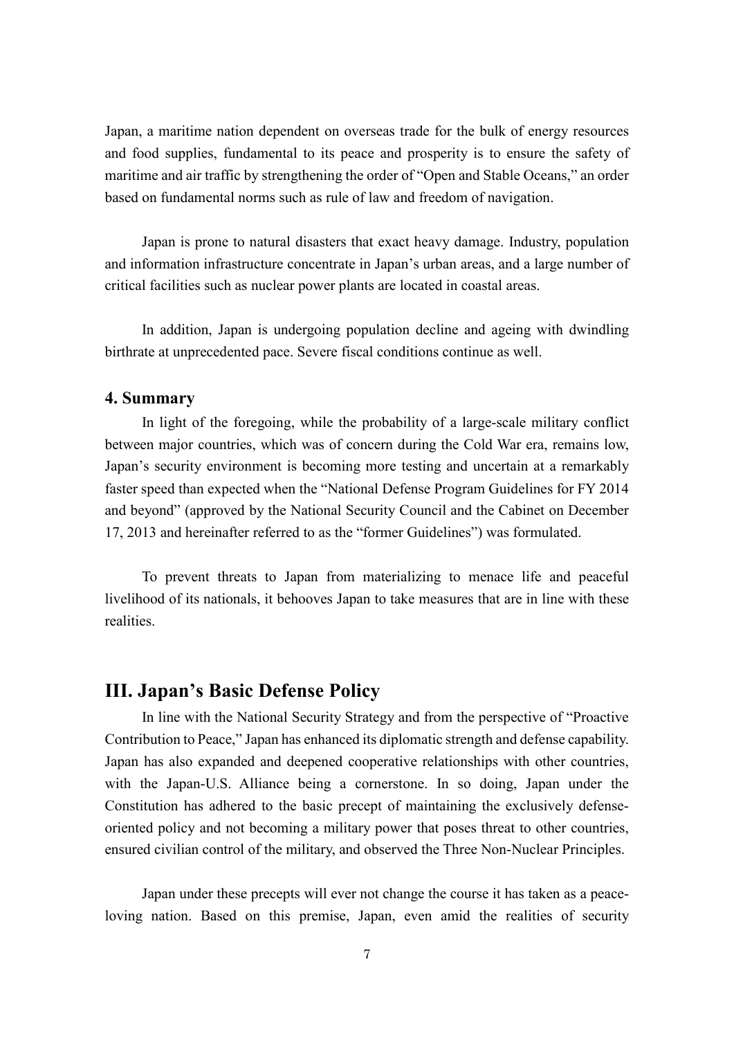Japan, a maritime nation dependent on overseas trade for the bulk of energy resources and food supplies, fundamental to its peace and prosperity is to ensure the safety of maritime and air traffic by strengthening the order of "Open and Stable Oceans," an order based on fundamental norms such as rule of law and freedom of navigation.

Japan is prone to natural disasters that exact heavy damage. Industry, population and information infrastructure concentrate in Japan's urban areas, and a large number of critical facilities such as nuclear power plants are located in coastal areas.

In addition, Japan is undergoing population decline and ageing with dwindling birthrate at unprecedented pace. Severe fiscal conditions continue as well.

### 4. Summary

In light of the foregoing, while the probability of a large-scale military conflict between major countries, which was of concern during the Cold War era, remains low, Japan's security environment is becoming more testing and uncertain at a remarkably faster speed than expected when the "National Defense Program Guidelines for FY 2014 and beyond" (approved by the National Security Council and the Cabinet on December 17, 2013 and hereinafter referred to as the "former Guidelines") was formulated.

To prevent threats to Japan from materializing to menace life and peaceful livelihood of its nationals, it behooves Japan to take measures that are in line with these realities.

## III. Japan's Basic Defense Policy

In line with the National Security Strategy and from the perspective of "Proactive Contribution to Peace," Japan has enhanced its diplomatic strength and defense capability. Japan has also expanded and deepened cooperative relationships with other countries, with the Japan-U.S. Alliance being a cornerstone. In so doing, Japan under the Constitution has adhered to the basic precept of maintaining the exclusively defense-oriented policy and not becoming a military power that poses threat to other countries, ensured civilian control of the military, and observed the Three Non-Nuclear Principles.

Japan under these precepts will ever not change the course it has taken as a peace-loving nation. Based on this premise, Japan, even amid the realities of security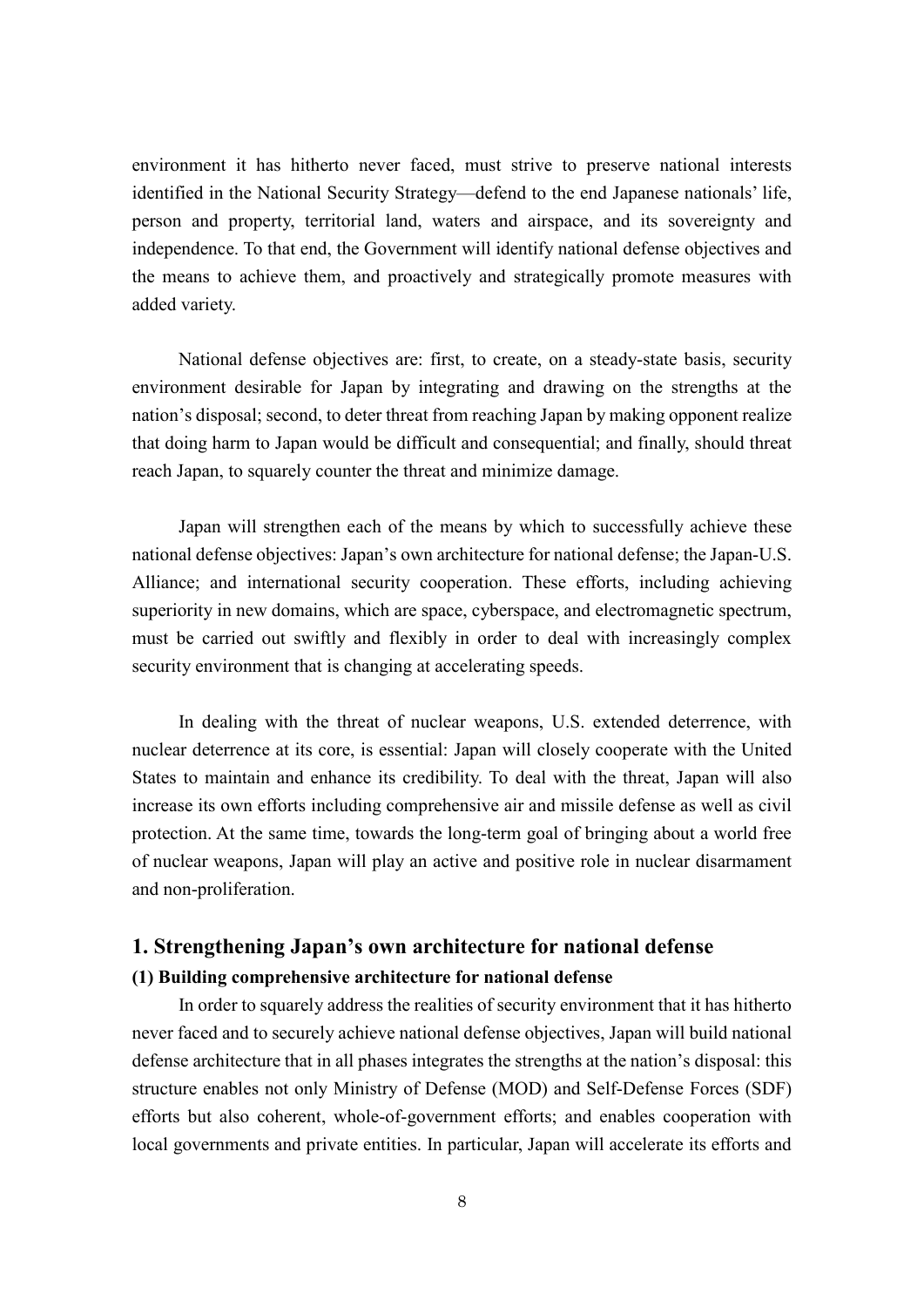environment it has hitherto never faced, must strive to preserve national interests identified in the National Security Strategy—defend to the end Japanese nationals' life, person and property, territorial land, waters and airspace, and its sovereignty and independence. To that end, the Government will identify national defense objectives and the means to achieve them, and proactively and strategically promote measures with added variety.

National defense objectives are: first, to create, on a steady-state basis, security environment desirable for Japan by integrating and drawing on the strengths at the nation's disposal; second, to deter threat from reaching Japan by making opponent realize that doing harm to Japan would be difficult and consequential; and finally, should threat reach Japan, to squarely counter the threat and minimize damage.

Japan will strengthen each of the means by which to successfully achieve these national defense objectives: Japan's own architecture for national defense; the Japan-U.S. Alliance; and international security cooperation. These efforts, including achieving superiority in new domains, which are space, cyberspace, and electromagnetic spectrum, must be carried out swiftly and flexibly in order to deal with increasingly complex security environment that is changing at accelerating speeds.

In dealing with the threat of nuclear weapons, U.S. extended deterrence, with nuclear deterrence at its core, is essential: Japan will closely cooperate with the United States to maintain and enhance its credibility. To deal with the threat, Japan will also increase its own efforts including comprehensive air and missile defense as well as civil protection. At the same time, towards the long-term goal of bringing about a world free of nuclear weapons, Japan will play an active and positive role in nuclear disarmament and non-proliferation.

## 1. Strengthening Japan's own architecture for national defense

### (1) Building comprehensive architecture for national defense

In order to squarely address the realities of security environment that it has hitherto never faced and to securely achieve national defense objectives, Japan will build national defense architecture that in all phases integrates the strengths at the nation's disposal: this structure enables not only Ministry of Defense (MOD) and Self-Defense Forces (SDF) efforts but also coherent, whole-of-government efforts; and enables cooperation with local governments and private entities. In particular, Japan will accelerate its efforts and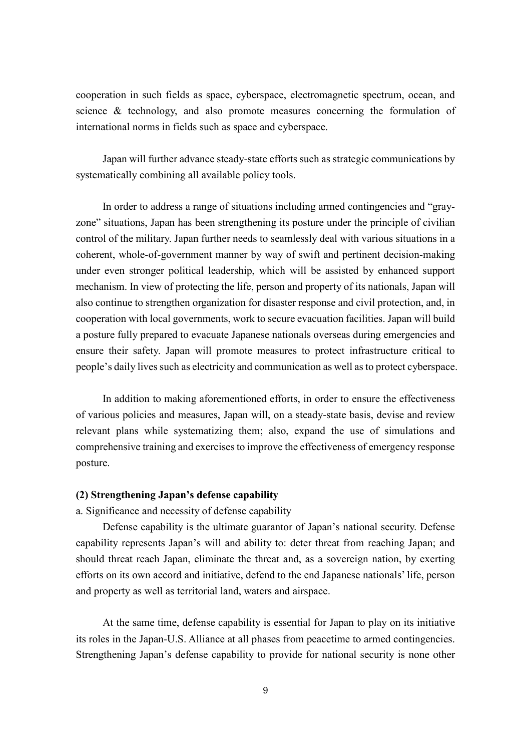cooperation in such fields as space, cyberspace, electromagnetic spectrum, ocean, and science & technology, and also promote measures concerning the formulation of international norms in fields such as space and cyberspace.

Japan will further advance steady-state efforts such as strategic communications by systematically combining all available policy tools.

In order to address a range of situations including armed contingencies and "gray-zone" situations, Japan has been strengthening its posture under the principle of civilian control of the military. Japan further needs to seamlessly deal with various situations in a coherent, whole-of-government manner by way of swift and pertinent decision-making under even stronger political leadership, which will be assisted by enhanced support mechanism. In view of protecting the life, person and property of its nationals, Japan will also continue to strengthen organization for disaster response and civil protection, and, in cooperation with local governments, work to secure evacuation facilities. Japan will build a posture fully prepared to evacuate Japanese nationals overseas during emergencies and ensure their safety. Japan will promote measures to protect infrastructure critical to people's daily lives such as electricity and communication as well as to protect cyberspace.

In addition to making aforementioned efforts, in order to ensure the effectiveness of various policies and measures, Japan will, on a steady-state basis, devise and review relevant plans while systematizing them; also, expand the use of simulations and comprehensive training and exercises to improve the effectiveness of emergency response posture.

### (2) Strengthening Japan's defense capability

a. Significance and necessity of defense capability

Defense capability is the ultimate guarantor of Japan's national security. Defense capability represents Japan's will and ability to: deter threat from reaching Japan; and should threat reach Japan, eliminate the threat and, as a sovereign nation, by exerting efforts on its own accord and initiative, defend to the end Japanese nationals' life, person and property as well as territorial land, waters and airspace.

At the same time, defense capability is essential for Japan to play on its initiative its roles in the Japan-U.S. Alliance at all phases from peacetime to armed contingencies. Strengthening Japan's defense capability to provide for national security is none other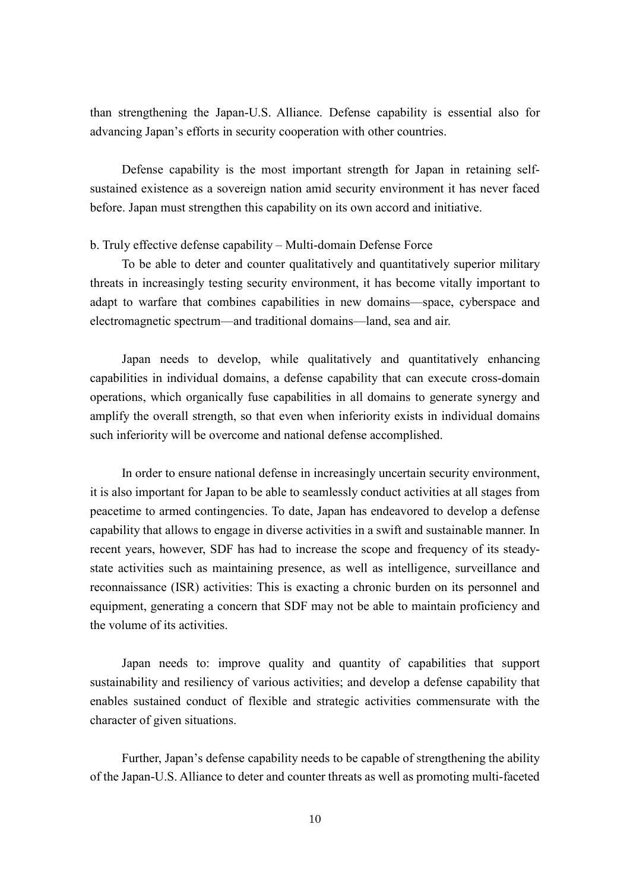than strengthening the Japan-U.S. Alliance. Defense capability is essential also for advancing Japan's efforts in security cooperation with other countries.

Defense capability is the most important strength for Japan in retaining self-sustained existence as a sovereign nation amid security environment it has never faced before. Japan must strengthen this capability on its own accord and initiative.

b. Truly effective defense capability – Multi-domain Defense Force

To be able to deter and counter qualitatively and quantitatively superior military threats in increasingly testing security environment, it has become vitally important to adapt to warfare that combines capabilities in new domains—space, cyberspace and electromagnetic spectrum—and traditional domains—land, sea and air.

Japan needs to develop, while qualitatively and quantitatively enhancing capabilities in individual domains, a defense capability that can execute cross-domain operations, which organically fuse capabilities in all domains to generate synergy and amplify the overall strength, so that even when inferiority exists in individual domains such inferiority will be overcome and national defense accomplished.

In order to ensure national defense in increasingly uncertain security environment, it is also important for Japan to be able to seamlessly conduct activities at all stages from peacetime to armed contingencies. To date, Japan has endeavored to develop a defense capability that allows to engage in diverse activities in a swift and sustainable manner. In recent years, however, SDF has had to increase the scope and frequency of its steady-state activities such as maintaining presence, as well as intelligence, surveillance and reconnaissance (ISR) activities: This is exacting a chronic burden on its personnel and equipment, generating a concern that SDF may not be able to maintain proficiency and the volume of its activities.

Japan needs to: improve quality and quantity of capabilities that support sustainability and resiliency of various activities; and develop a defense capability that enables sustained conduct of flexible and strategic activities commensurate with the character of given situations.

Further, Japan's defense capability needs to be capable of strengthening the ability of the Japan-U.S. Alliance to deter and counter threats as well as promoting multi-faceted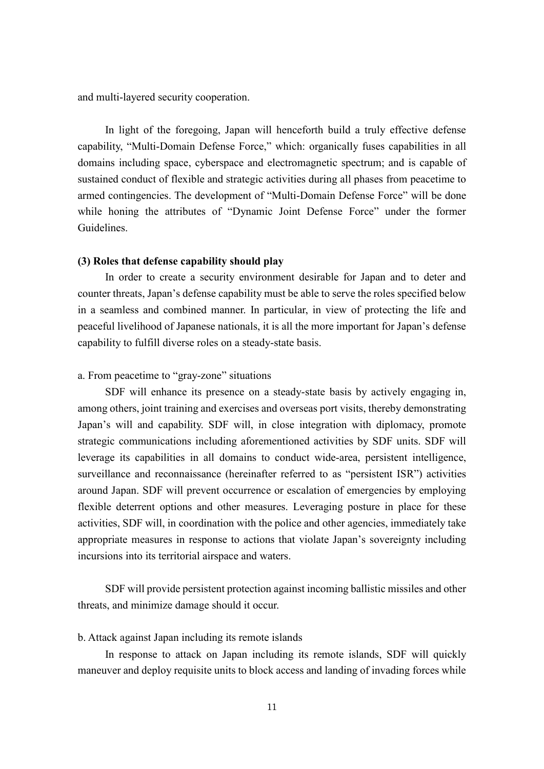and multi-layered security cooperation.

In light of the foregoing, Japan will henceforth build a truly effective defense capability, "Multi-Domain Defense Force," which: organically fuses capabilities in all domains including space, cyberspace and electromagnetic spectrum; and is capable of sustained conduct of flexible and strategic activities during all phases from peacetime to armed contingencies. The development of "Multi-Domain Defense Force" will be done while honing the attributes of "Dynamic Joint Defense Force" under the former Guidelines.

**(3) Roles that defense capability should play**

In order to create a security environment desirable for Japan and to deter and counter threats, Japan's defense capability must be able to serve the roles specified below in a seamless and combined manner. In particular, in view of protecting the life and peaceful livelihood of Japanese nationals, it is all the more important for Japan's defense capability to fulfill diverse roles on a steady-state basis.

a. From peacetime to "gray-zone" situations

SDF will enhance its presence on a steady-state basis by actively engaging in, among others, joint training and exercises and overseas port visits, thereby demonstrating Japan's will and capability. SDF will, in close integration with diplomacy, promote strategic communications including aforementioned activities by SDF units. SDF will leverage its capabilities in all domains to conduct wide-area, persistent intelligence, surveillance and reconnaissance (hereinafter referred to as "persistent ISR") activities around Japan. SDF will prevent occurrence or escalation of emergencies by employing flexible deterrent options and other measures. Leveraging posture in place for these activities, SDF will, in coordination with the police and other agencies, immediately take appropriate measures in response to actions that violate Japan's sovereignty including incursions into its territorial airspace and waters.

SDF will provide persistent protection against incoming ballistic missiles and other threats, and minimize damage should it occur.

b. Attack against Japan including its remote islands

In response to attack on Japan including its remote islands, SDF will quickly maneuver and deploy requisite units to block access and landing of invading forces while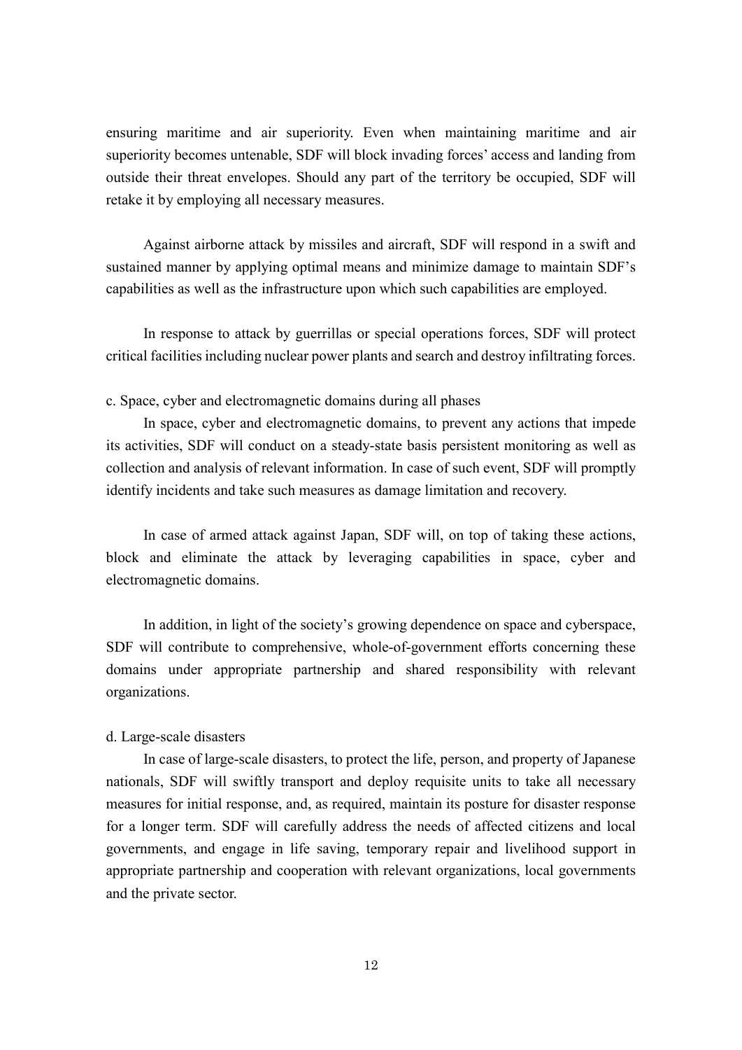ensuring maritime and air superiority. Even when maintaining maritime and air superiority becomes untenable, SDF will block invading forces' access and landing from outside their threat envelopes. Should any part of the territory be occupied, SDF will retake it by employing all necessary measures.

Against airborne attack by missiles and aircraft, SDF will respond in a swift and sustained manner by applying optimal means and minimize damage to maintain SDF's capabilities as well as the infrastructure upon which such capabilities are employed.

In response to attack by guerrillas or special operations forces, SDF will protect critical facilities including nuclear power plants and search and destroy infiltrating forces.

c. Space, cyber and electromagnetic domains during all phases

In space, cyber and electromagnetic domains, to prevent any actions that impede its activities, SDF will conduct on a steady-state basis persistent monitoring as well as collection and analysis of relevant information. In case of such event, SDF will promptly identify incidents and take such measures as damage limitation and recovery.

In case of armed attack against Japan, SDF will, on top of taking these actions, block and eliminate the attack by leveraging capabilities in space, cyber and electromagnetic domains.

In addition, in light of the society's growing dependence on space and cyberspace, SDF will contribute to comprehensive, whole-of-government efforts concerning these domains under appropriate partnership and shared responsibility with relevant organizations.

d. Large-scale disasters

In case of large-scale disasters, to protect the life, person, and property of Japanese nationals, SDF will swiftly transport and deploy requisite units to take all necessary measures for initial response, and, as required, maintain its posture for disaster response for a longer term. SDF will carefully address the needs of affected citizens and local governments, and engage in life saving, temporary repair and livelihood support in appropriate partnership and cooperation with relevant organizations, local governments and the private sector.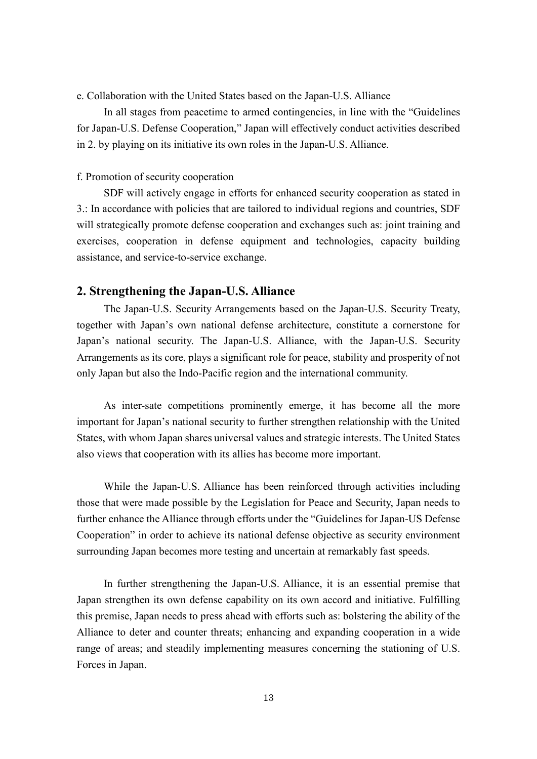e. Collaboration with the United States based on the Japan-U.S. Alliance

In all stages from peacetime to armed contingencies, in line with the "Guidelines for Japan-U.S. Defense Cooperation," Japan will effectively conduct activities described in 2. by playing on its initiative its own roles in the Japan-U.S. Alliance.

f. Promotion of security cooperation

SDF will actively engage in efforts for enhanced security cooperation as stated in 3.: In accordance with policies that are tailored to individual regions and countries, SDF will strategically promote defense cooperation and exchanges such as: joint training and exercises, cooperation in defense equipment and technologies, capacity building assistance, and service-to-service exchange.

## 2. Strengthening the Japan-U.S. Alliance

The Japan-U.S. Security Arrangements based on the Japan-U.S. Security Treaty, together with Japan's own national defense architecture, constitute a cornerstone for Japan's national security. The Japan-U.S. Alliance, with the Japan-U.S. Security Arrangements as its core, plays a significant role for peace, stability and prosperity of not only Japan but also the Indo-Pacific region and the international community.

As inter-sate competitions prominently emerge, it has become all the more important for Japan's national security to further strengthen relationship with the United States, with whom Japan shares universal values and strategic interests. The United States also views that cooperation with its allies has become more important.

While the Japan-U.S. Alliance has been reinforced through activities including those that were made possible by the Legislation for Peace and Security, Japan needs to further enhance the Alliance through efforts under the "Guidelines for Japan-US Defense Cooperation" in order to achieve its national defense objective as security environment surrounding Japan becomes more testing and uncertain at remarkably fast speeds.

In further strengthening the Japan-U.S. Alliance, it is an essential premise that Japan strengthen its own defense capability on its own accord and initiative. Fulfilling this premise, Japan needs to press ahead with efforts such as: bolstering the ability of the Alliance to deter and counter threats; enhancing and expanding cooperation in a wide range of areas; and steadily implementing measures concerning the stationing of U.S. Forces in Japan.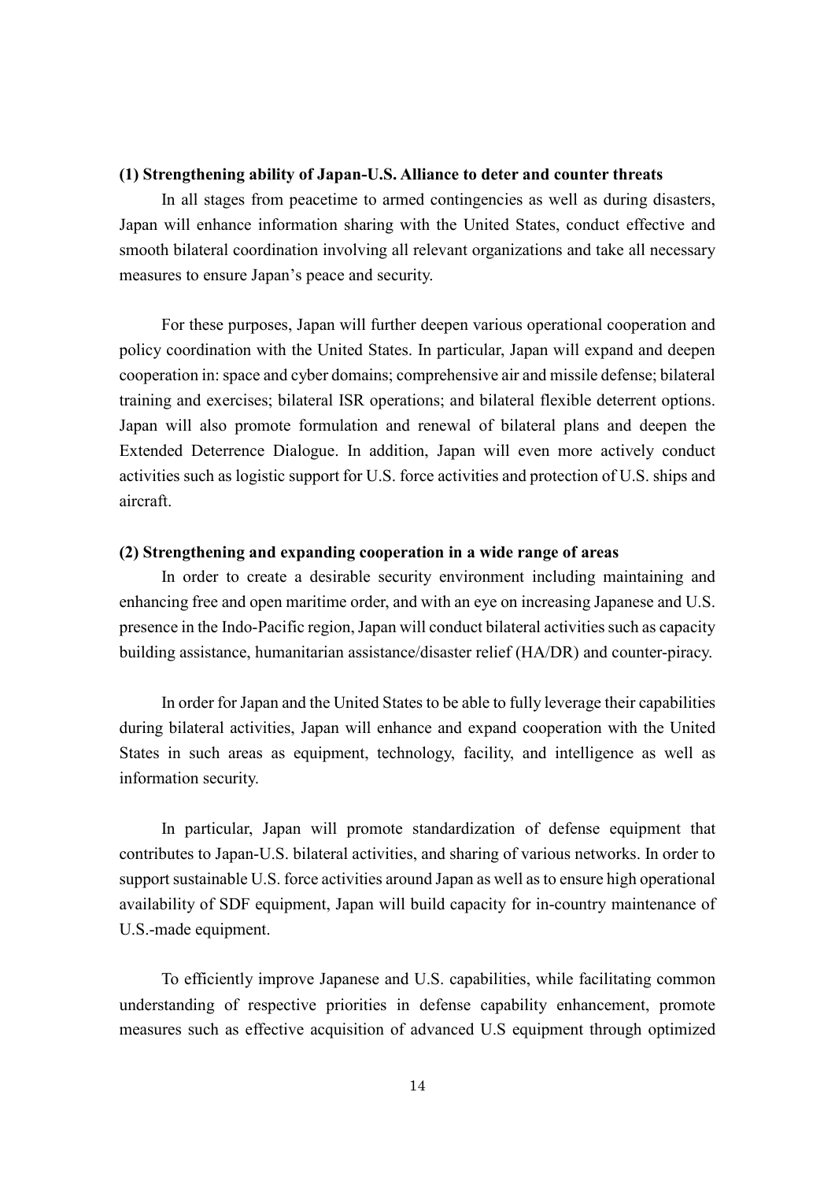**(1) Strengthening ability of Japan-U.S. Alliance to deter and counter threats**

In all stages from peacetime to armed contingencies as well as during disasters, Japan will enhance information sharing with the United States, conduct effective and smooth bilateral coordination involving all relevant organizations and take all necessary measures to ensure Japan's peace and security.

For these purposes, Japan will further deepen various operational cooperation and policy coordination with the United States. In particular, Japan will expand and deepen cooperation in: space and cyber domains; comprehensive air and missile defense; bilateral training and exercises; bilateral ISR operations; and bilateral flexible deterrent options. Japan will also promote formulation and renewal of bilateral plans and deepen the Extended Deterrence Dialogue. In addition, Japan will even more actively conduct activities such as logistic support for U.S. force activities and protection of U.S. ships and aircraft.

**(2) Strengthening and expanding cooperation in a wide range of areas**

In order to create a desirable security environment including maintaining and enhancing free and open maritime order, and with an eye on increasing Japanese and U.S. presence in the Indo-Pacific region, Japan will conduct bilateral activities such as capacity building assistance, humanitarian assistance/disaster relief (HA/DR) and counter-piracy.

In order for Japan and the United States to be able to fully leverage their capabilities during bilateral activities, Japan will enhance and expand cooperation with the United States in such areas as equipment, technology, facility, and intelligence as well as information security.

In particular, Japan will promote standardization of defense equipment that contributes to Japan-U.S. bilateral activities, and sharing of various networks. In order to support sustainable U.S. force activities around Japan as well as to ensure high operational availability of SDF equipment, Japan will build capacity for in-country maintenance of U.S.-made equipment.

To efficiently improve Japanese and U.S. capabilities, while facilitating common understanding of respective priorities in defense capability enhancement, promote measures such as effective acquisition of advanced U.S equipment through optimized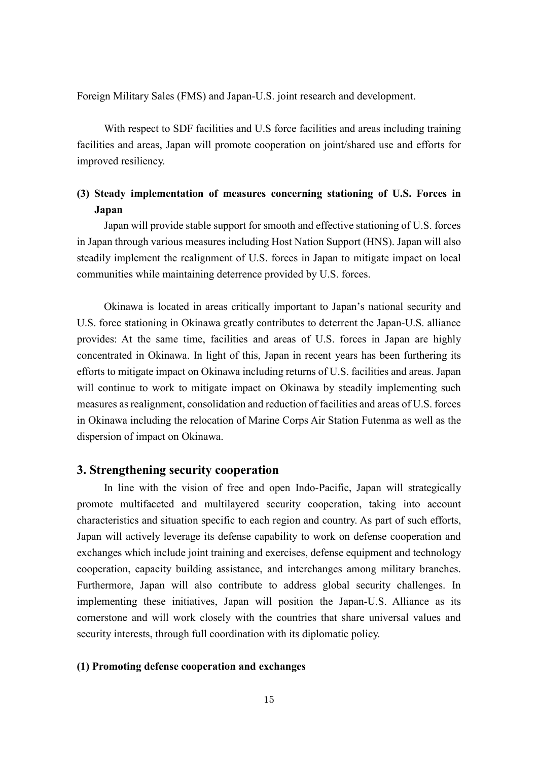Foreign Military Sales (FMS) and Japan-U.S. joint research and development.

With respect to SDF facilities and U.S force facilities and areas including training facilities and areas, Japan will promote cooperation on joint/shared use and efforts for improved resiliency.

### (3) Steady implementation of measures concerning stationing of U.S. Forces in Japan

Japan will provide stable support for smooth and effective stationing of U.S. forces in Japan through various measures including Host Nation Support (HNS). Japan will also steadily implement the realignment of U.S. forces in Japan to mitigate impact on local communities while maintaining deterrence provided by U.S. forces.

Okinawa is located in areas critically important to Japan's national security and U.S. force stationing in Okinawa greatly contributes to deterrent the Japan-U.S. alliance provides: At the same time, facilities and areas of U.S. forces in Japan are highly concentrated in Okinawa. In light of this, Japan in recent years has been furthering its efforts to mitigate impact on Okinawa including returns of U.S. facilities and areas. Japan will continue to work to mitigate impact on Okinawa by steadily implementing such measures as realignment, consolidation and reduction of facilities and areas of U.S. forces in Okinawa including the relocation of Marine Corps Air Station Futenma as well as the dispersion of impact on Okinawa.

## 3. Strengthening security cooperation

In line with the vision of free and open Indo-Pacific, Japan will strategically promote multifaceted and multilayered security cooperation, taking into account characteristics and situation specific to each region and country. As part of such efforts, Japan will actively leverage its defense capability to work on defense cooperation and exchanges which include joint training and exercises, defense equipment and technology cooperation, capacity building assistance, and interchanges among military branches. Furthermore, Japan will also contribute to address global security challenges. In implementing these initiatives, Japan will position the Japan-U.S. Alliance as its cornerstone and will work closely with the countries that share universal values and security interests, through full coordination with its diplomatic policy.

### (1) Promoting defense cooperation and exchanges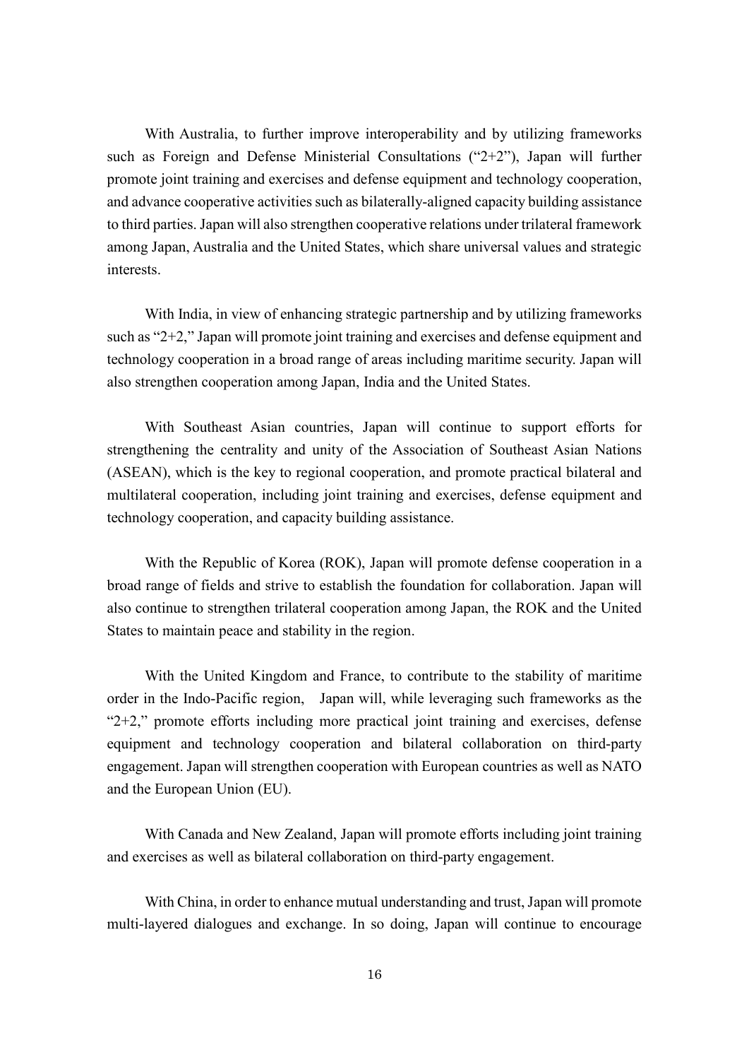With Australia, to further improve interoperability and by utilizing frameworks such as Foreign and Defense Ministerial Consultations ("2+2"), Japan will further promote joint training and exercises and defense equipment and technology cooperation, and advance cooperative activities such as bilaterally-aligned capacity building assistance to third parties. Japan will also strengthen cooperative relations under trilateral framework among Japan, Australia and the United States, which share universal values and strategic interests.

With India, in view of enhancing strategic partnership and by utilizing frameworks such as "2+2," Japan will promote joint training and exercises and defense equipment and technology cooperation in a broad range of areas including maritime security. Japan will also strengthen cooperation among Japan, India and the United States.

With Southeast Asian countries, Japan will continue to support efforts for strengthening the centrality and unity of the Association of Southeast Asian Nations (ASEAN), which is the key to regional cooperation, and promote practical bilateral and multilateral cooperation, including joint training and exercises, defense equipment and technology cooperation, and capacity building assistance.

With the Republic of Korea (ROK), Japan will promote defense cooperation in a broad range of fields and strive to establish the foundation for collaboration. Japan will also continue to strengthen trilateral cooperation among Japan, the ROK and the United States to maintain peace and stability in the region.

With the United Kingdom and France, to contribute to the stability of maritime order in the Indo-Pacific region, Japan will, while leveraging such frameworks as the "2+2," promote efforts including more practical joint training and exercises, defense equipment and technology cooperation and bilateral collaboration on third-party engagement. Japan will strengthen cooperation with European countries as well as NATO and the European Union (EU).

With Canada and New Zealand, Japan will promote efforts including joint training and exercises as well as bilateral collaboration on third-party engagement.

With China, in order to enhance mutual understanding and trust, Japan will promote multi-layered dialogues and exchange. In so doing, Japan will continue to encourage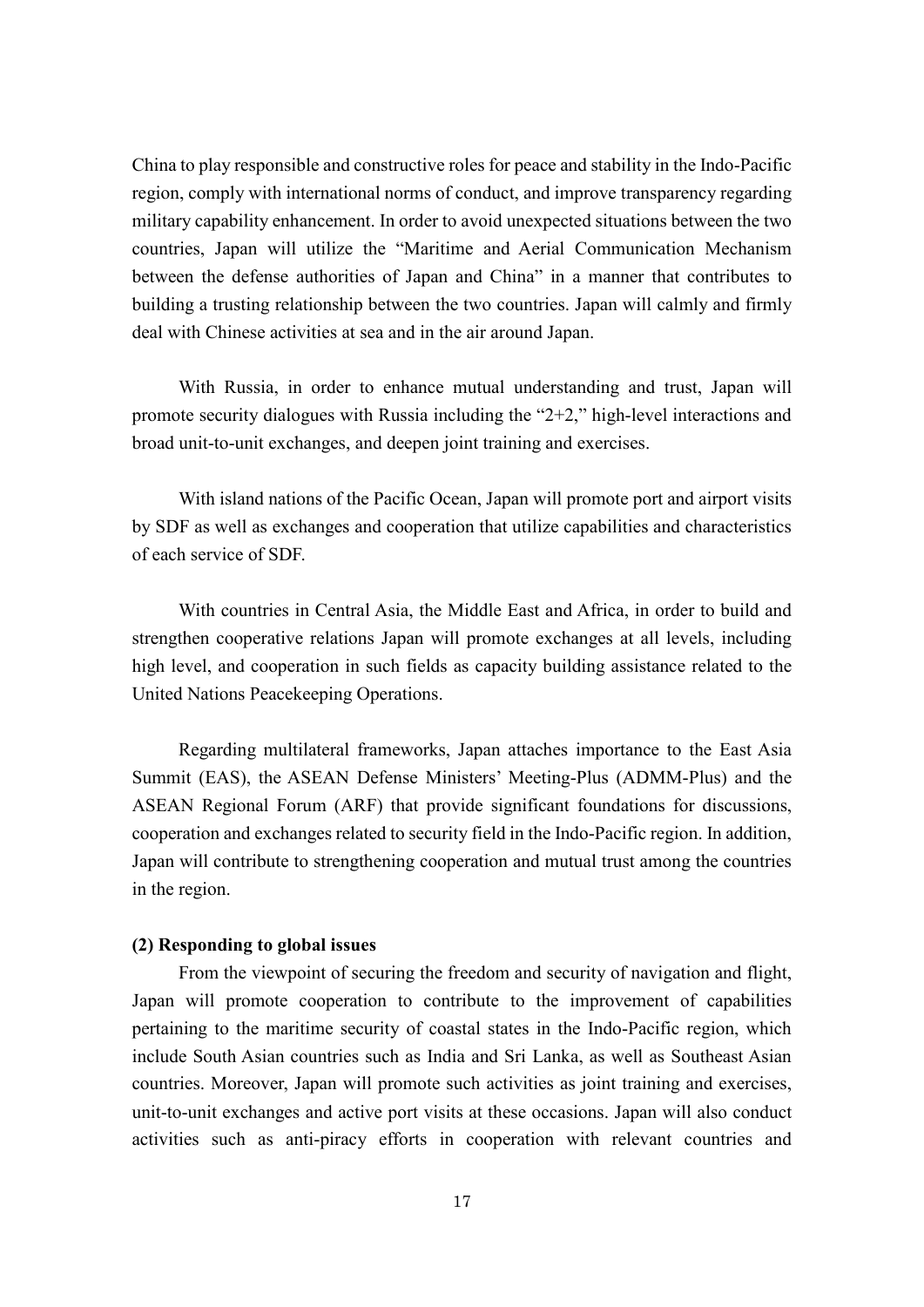China to play responsible and constructive roles for peace and stability in the Indo-Pacific region, comply with international norms of conduct, and improve transparency regarding military capability enhancement. In order to avoid unexpected situations between the two countries, Japan will utilize the "Maritime and Aerial Communication Mechanism between the defense authorities of Japan and China" in a manner that contributes to building a trusting relationship between the two countries. Japan will calmly and firmly deal with Chinese activities at sea and in the air around Japan.

With Russia, in order to enhance mutual understanding and trust, Japan will promote security dialogues with Russia including the "2+2," high-level interactions and broad unit-to-unit exchanges, and deepen joint training and exercises.

With island nations of the Pacific Ocean, Japan will promote port and airport visits by SDF as well as exchanges and cooperation that utilize capabilities and characteristics of each service of SDF.

With countries in Central Asia, the Middle East and Africa, in order to build and strengthen cooperative relations Japan will promote exchanges at all levels, including high level, and cooperation in such fields as capacity building assistance related to the United Nations Peacekeeping Operations.

Regarding multilateral frameworks, Japan attaches importance to the East Asia Summit (EAS), the ASEAN Defense Ministers' Meeting-Plus (ADMM-Plus) and the ASEAN Regional Forum (ARF) that provide significant foundations for discussions, cooperation and exchanges related to security field in the Indo-Pacific region. In addition, Japan will contribute to strengthening cooperation and mutual trust among the countries in the region.

**(2) Responding to global issues**

From the viewpoint of securing the freedom and security of navigation and flight, Japan will promote cooperation to contribute to the improvement of capabilities pertaining to the maritime security of coastal states in the Indo-Pacific region, which include South Asian countries such as India and Sri Lanka, as well as Southeast Asian countries. Moreover, Japan will promote such activities as joint training and exercises, unit-to-unit exchanges and active port visits at these occasions. Japan will also conduct activities such as anti-piracy efforts in cooperation with relevant countries and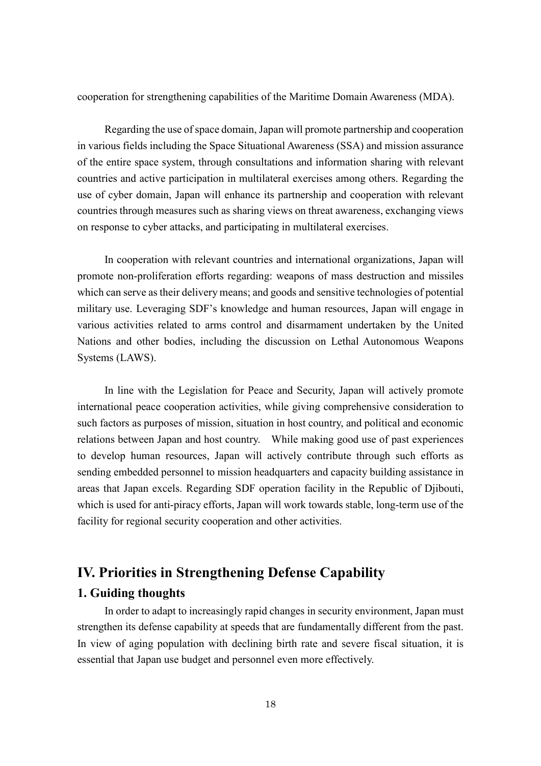cooperation for strengthening capabilities of the Maritime Domain Awareness (MDA).

Regarding the use of space domain, Japan will promote partnership and cooperation in various fields including the Space Situational Awareness (SSA) and mission assurance of the entire space system, through consultations and information sharing with relevant countries and active participation in multilateral exercises among others. Regarding the use of cyber domain, Japan will enhance its partnership and cooperation with relevant countries through measures such as sharing views on threat awareness, exchanging views on response to cyber attacks, and participating in multilateral exercises.

In cooperation with relevant countries and international organizations, Japan will promote non-proliferation efforts regarding: weapons of mass destruction and missiles which can serve as their delivery means; and goods and sensitive technologies of potential military use. Leveraging SDF's knowledge and human resources, Japan will engage in various activities related to arms control and disarmament undertaken by the United Nations and other bodies, including the discussion on Lethal Autonomous Weapons Systems (LAWS).

In line with the Legislation for Peace and Security, Japan will actively promote international peace cooperation activities, while giving comprehensive consideration to such factors as purposes of mission, situation in host country, and political and economic relations between Japan and host country. While making good use of past experiences to develop human resources, Japan will actively contribute through such efforts as sending embedded personnel to mission headquarters and capacity building assistance in areas that Japan excels. Regarding SDF operation facility in the Republic of Djibouti, which is used for anti-piracy efforts, Japan will work towards stable, long-term use of the facility for regional security cooperation and other activities.

## IV. Priorities in Strengthening Defense Capability

### 1. Guiding thoughts

In order to adapt to increasingly rapid changes in security environment, Japan must strengthen its defense capability at speeds that are fundamentally different from the past. In view of aging population with declining birth rate and severe fiscal situation, it is essential that Japan use budget and personnel even more effectively.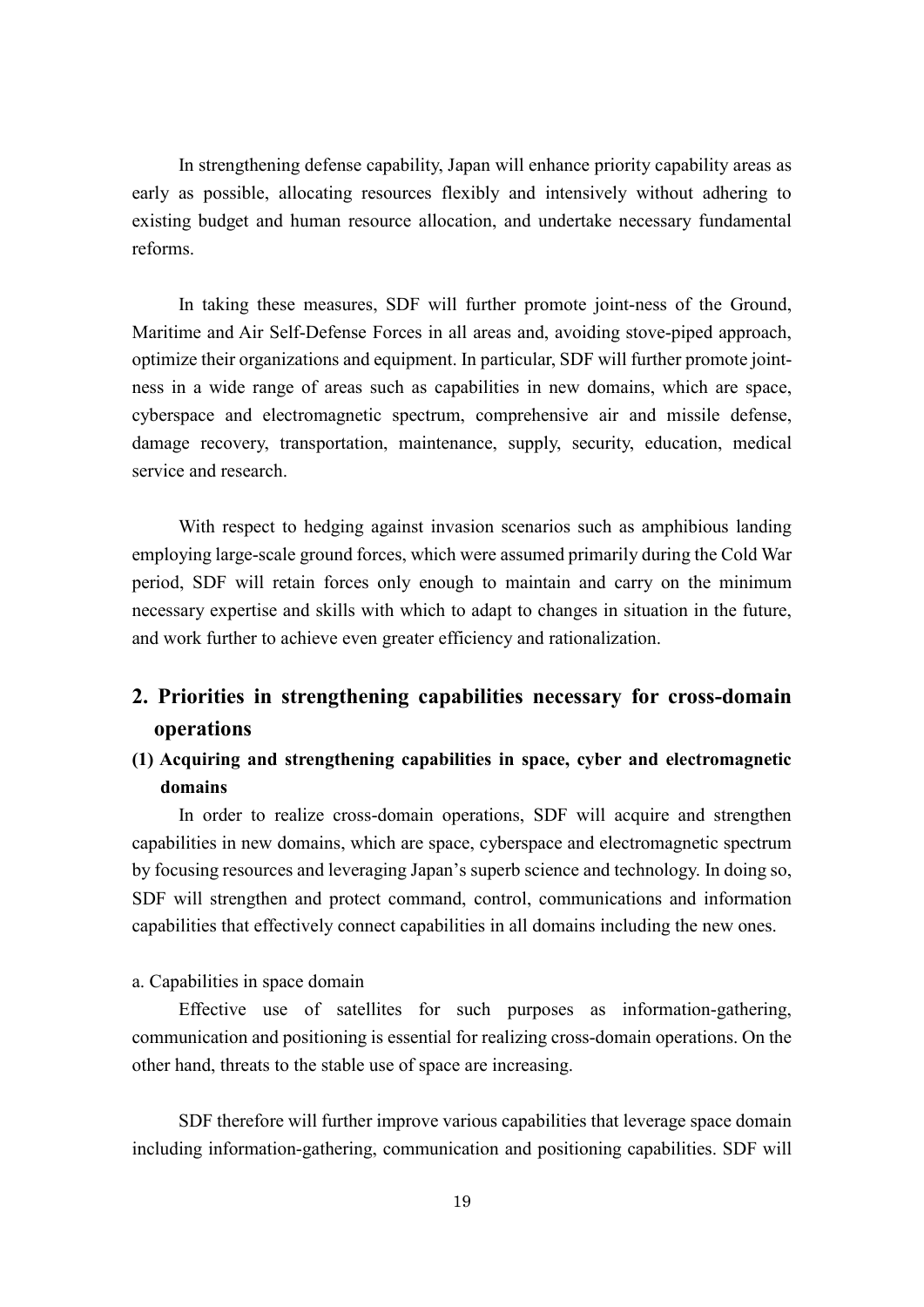In strengthening defense capability, Japan will enhance priority capability areas as early as possible, allocating resources flexibly and intensively without adhering to existing budget and human resource allocation, and undertake necessary fundamental reforms.

In taking these measures, SDF will further promote joint-ness of the Ground, Maritime and Air Self-Defense Forces in all areas and, avoiding stove-piped approach, optimize their organizations and equipment. In particular, SDF will further promote joint-ness in a wide range of areas such as capabilities in new domains, which are space, cyberspace and electromagnetic spectrum, comprehensive air and missile defense, damage recovery, transportation, maintenance, supply, security, education, medical service and research.

With respect to hedging against invasion scenarios such as amphibious landing employing large-scale ground forces, which were assumed primarily during the Cold War period, SDF will retain forces only enough to maintain and carry on the minimum necessary expertise and skills with which to adapt to changes in situation in the future, and work further to achieve even greater efficiency and rationalization.

## 2. Priorities in strengthening capabilities necessary for cross-domain operations

### (1) Acquiring and strengthening capabilities in space, cyber and electromagnetic domains

In order to realize cross-domain operations, SDF will acquire and strengthen capabilities in new domains, which are space, cyberspace and electromagnetic spectrum by focusing resources and leveraging Japan's superb science and technology. In doing so, SDF will strengthen and protect command, control, communications and information capabilities that effectively connect capabilities in all domains including the new ones.

a. Capabilities in space domain

Effective use of satellites for such purposes as information-gathering, communication and positioning is essential for realizing cross-domain operations. On the other hand, threats to the stable use of space are increasing.

SDF therefore will further improve various capabilities that leverage space domain including information-gathering, communication and positioning capabilities. SDF will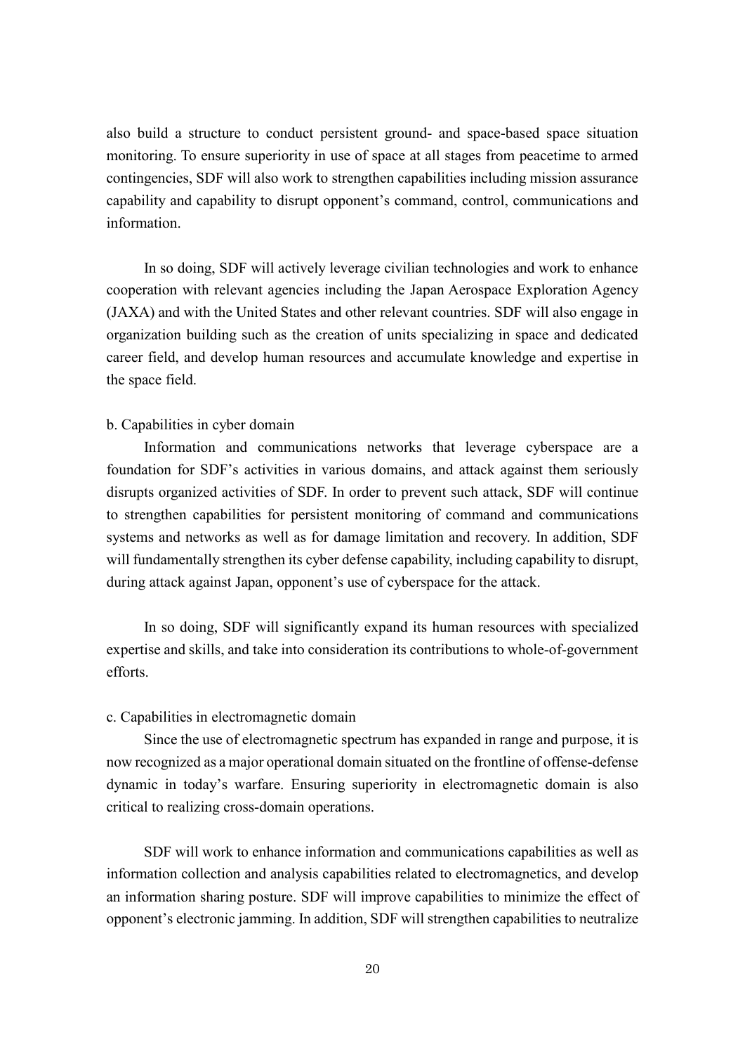also build a structure to conduct persistent ground- and space-based space situation monitoring. To ensure superiority in use of space at all stages from peacetime to armed contingencies, SDF will also work to strengthen capabilities including mission assurance capability and capability to disrupt opponent's command, control, communications and information.

In so doing, SDF will actively leverage civilian technologies and work to enhance cooperation with relevant agencies including the Japan Aerospace Exploration Agency (JAXA) and with the United States and other relevant countries. SDF will also engage in organization building such as the creation of units specializing in space and dedicated career field, and develop human resources and accumulate knowledge and expertise in the space field.

b. Capabilities in cyber domain

Information and communications networks that leverage cyberspace are a foundation for SDF's activities in various domains, and attack against them seriously disrupts organized activities of SDF. In order to prevent such attack, SDF will continue to strengthen capabilities for persistent monitoring of command and communications systems and networks as well as for damage limitation and recovery. In addition, SDF will fundamentally strengthen its cyber defense capability, including capability to disrupt, during attack against Japan, opponent's use of cyberspace for the attack.

In so doing, SDF will significantly expand its human resources with specialized expertise and skills, and take into consideration its contributions to whole-of-government efforts.

c. Capabilities in electromagnetic domain

Since the use of electromagnetic spectrum has expanded in range and purpose, it is now recognized as a major operational domain situated on the frontline of offense-defense dynamic in today's warfare. Ensuring superiority in electromagnetic domain is also critical to realizing cross-domain operations.

SDF will work to enhance information and communications capabilities as well as information collection and analysis capabilities related to electromagnetics, and develop an information sharing posture. SDF will improve capabilities to minimize the effect of opponent's electronic jamming. In addition, SDF will strengthen capabilities to neutralize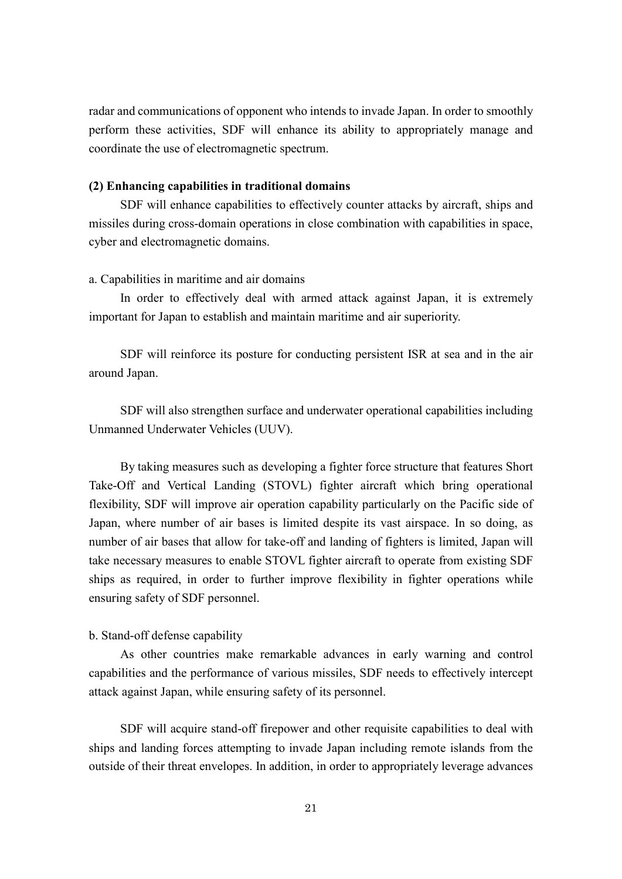radar and communications of opponent who intends to invade Japan. In order to smoothly perform these activities, SDF will enhance its ability to appropriately manage and coordinate the use of electromagnetic spectrum.

**(2) Enhancing capabilities in traditional domains**

SDF will enhance capabilities to effectively counter attacks by aircraft, ships and missiles during cross-domain operations in close combination with capabilities in space, cyber and electromagnetic domains.

a. Capabilities in maritime and air domains

In order to effectively deal with armed attack against Japan, it is extremely important for Japan to establish and maintain maritime and air superiority.

SDF will reinforce its posture for conducting persistent ISR at sea and in the air around Japan.

SDF will also strengthen surface and underwater operational capabilities including Unmanned Underwater Vehicles (UUV).

By taking measures such as developing a fighter force structure that features Short Take-Off and Vertical Landing (STOVL) fighter aircraft which bring operational flexibility, SDF will improve air operation capability particularly on the Pacific side of Japan, where number of air bases is limited despite its vast airspace. In so doing, as number of air bases that allow for take-off and landing of fighters is limited, Japan will take necessary measures to enable STOVL fighter aircraft to operate from existing SDF ships as required, in order to further improve flexibility in fighter operations while ensuring safety of SDF personnel.

b. Stand-off defense capability

As other countries make remarkable advances in early warning and control capabilities and the performance of various missiles, SDF needs to effectively intercept attack against Japan, while ensuring safety of its personnel.

SDF will acquire stand-off firepower and other requisite capabilities to deal with ships and landing forces attempting to invade Japan including remote islands from the outside of their threat envelopes. In addition, in order to appropriately leverage advances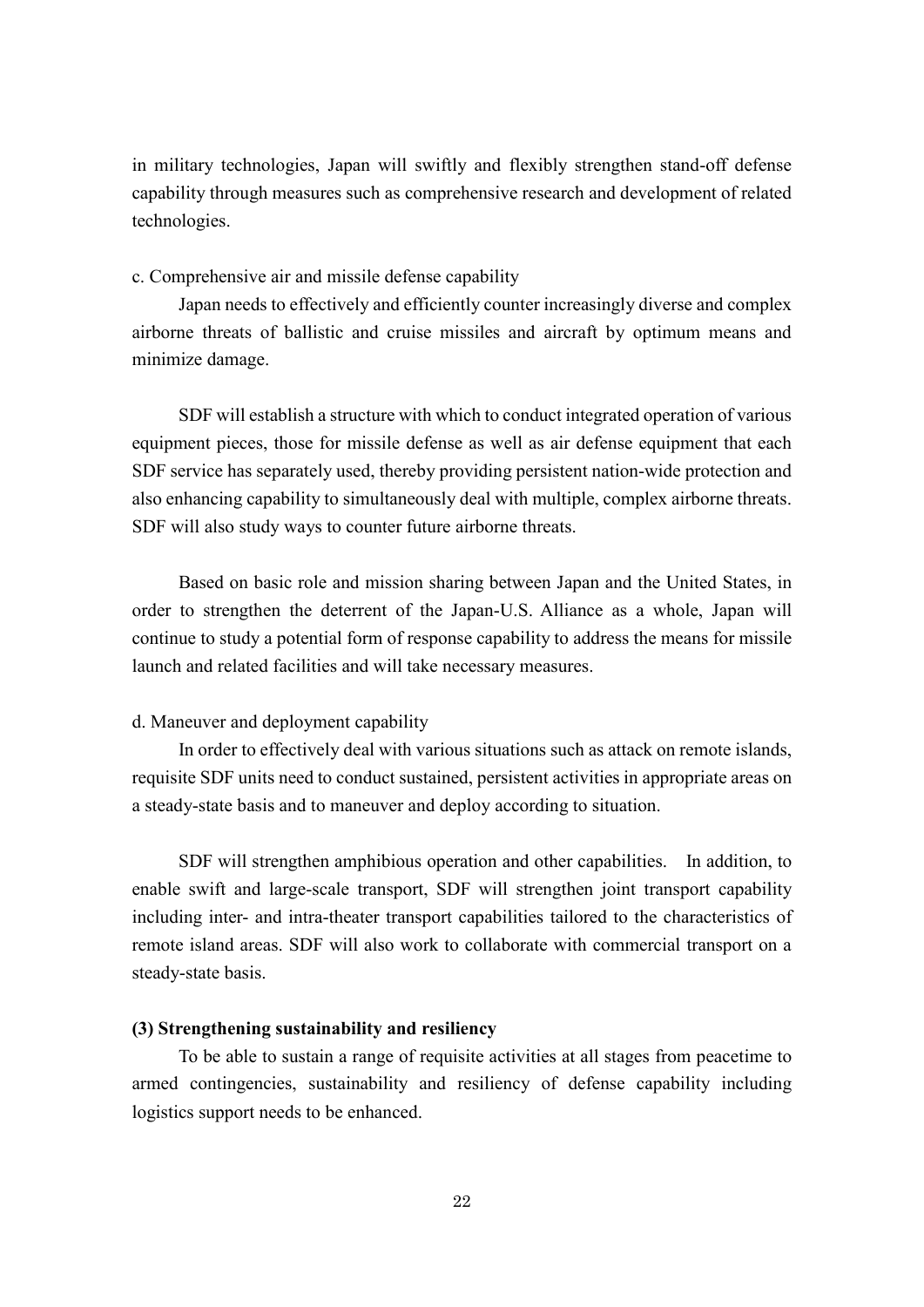in military technologies, Japan will swiftly and flexibly strengthen stand-off defense capability through measures such as comprehensive research and development of related technologies.

c. Comprehensive air and missile defense capability

Japan needs to effectively and efficiently counter increasingly diverse and complex airborne threats of ballistic and cruise missiles and aircraft by optimum means and minimize damage.

SDF will establish a structure with which to conduct integrated operation of various equipment pieces, those for missile defense as well as air defense equipment that each SDF service has separately used, thereby providing persistent nation-wide protection and also enhancing capability to simultaneously deal with multiple, complex airborne threats. SDF will also study ways to counter future airborne threats.

Based on basic role and mission sharing between Japan and the United States, in order to strengthen the deterrent of the Japan-U.S. Alliance as a whole, Japan will continue to study a potential form of response capability to address the means for missile launch and related facilities and will take necessary measures.

d. Maneuver and deployment capability

In order to effectively deal with various situations such as attack on remote islands, requisite SDF units need to conduct sustained, persistent activities in appropriate areas on a steady-state basis and to maneuver and deploy according to situation.

SDF will strengthen amphibious operation and other capabilities. In addition, to enable swift and large-scale transport, SDF will strengthen joint transport capability including inter- and intra-theater transport capabilities tailored to the characteristics of remote island areas. SDF will also work to collaborate with commercial transport on a steady-state basis.

**(3) Strengthening sustainability and resiliency**

To be able to sustain a range of requisite activities at all stages from peacetime to armed contingencies, sustainability and resiliency of defense capability including logistics support needs to be enhanced.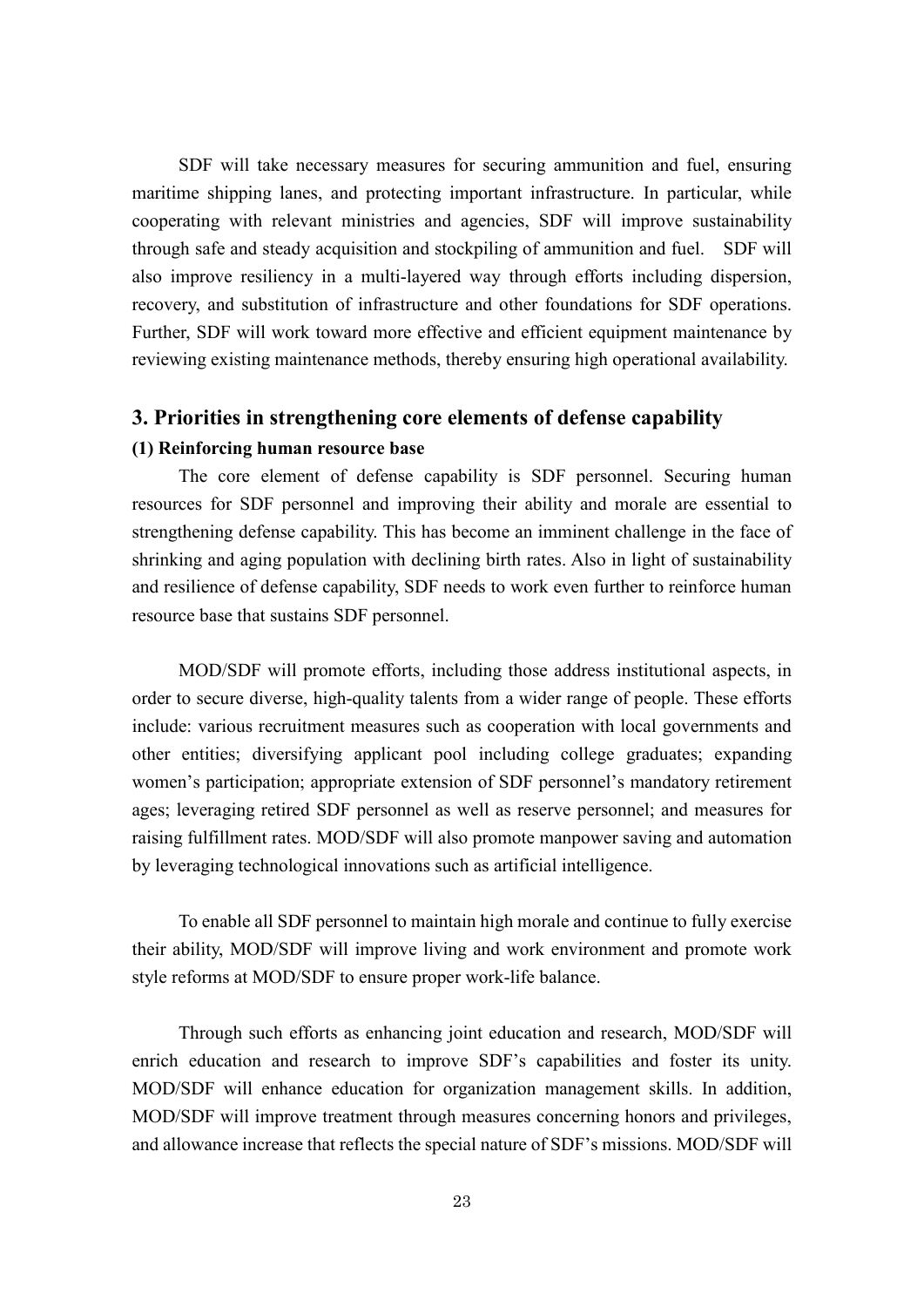SDF will take necessary measures for securing ammunition and fuel, ensuring maritime shipping lanes, and protecting important infrastructure. In particular, while cooperating with relevant ministries and agencies, SDF will improve sustainability through safe and steady acquisition and stockpiling of ammunition and fuel. SDF will also improve resiliency in a multi-layered way through efforts including dispersion, recovery, and substitution of infrastructure and other foundations for SDF operations. Further, SDF will work toward more effective and efficient equipment maintenance by reviewing existing maintenance methods, thereby ensuring high operational availability.

## 3. Priorities in strengthening core elements of defense capability

### (1) Reinforcing human resource base

The core element of defense capability is SDF personnel. Securing human resources for SDF personnel and improving their ability and morale are essential to strengthening defense capability. This has become an imminent challenge in the face of shrinking and aging population with declining birth rates. Also in light of sustainability and resilience of defense capability, SDF needs to work even further to reinforce human resource base that sustains SDF personnel.

MOD/SDF will promote efforts, including those address institutional aspects, in order to secure diverse, high-quality talents from a wider range of people. These efforts include: various recruitment measures such as cooperation with local governments and other entities; diversifying applicant pool including college graduates; expanding women's participation; appropriate extension of SDF personnel's mandatory retirement ages; leveraging retired SDF personnel as well as reserve personnel; and measures for raising fulfillment rates. MOD/SDF will also promote manpower saving and automation by leveraging technological innovations such as artificial intelligence.

To enable all SDF personnel to maintain high morale and continue to fully exercise their ability, MOD/SDF will improve living and work environment and promote work style reforms at MOD/SDF to ensure proper work-life balance.

Through such efforts as enhancing joint education and research, MOD/SDF will enrich education and research to improve SDF's capabilities and foster its unity. MOD/SDF will enhance education for organization management skills. In addition, MOD/SDF will improve treatment through measures concerning honors and privileges, and allowance increase that reflects the special nature of SDF's missions. MOD/SDF will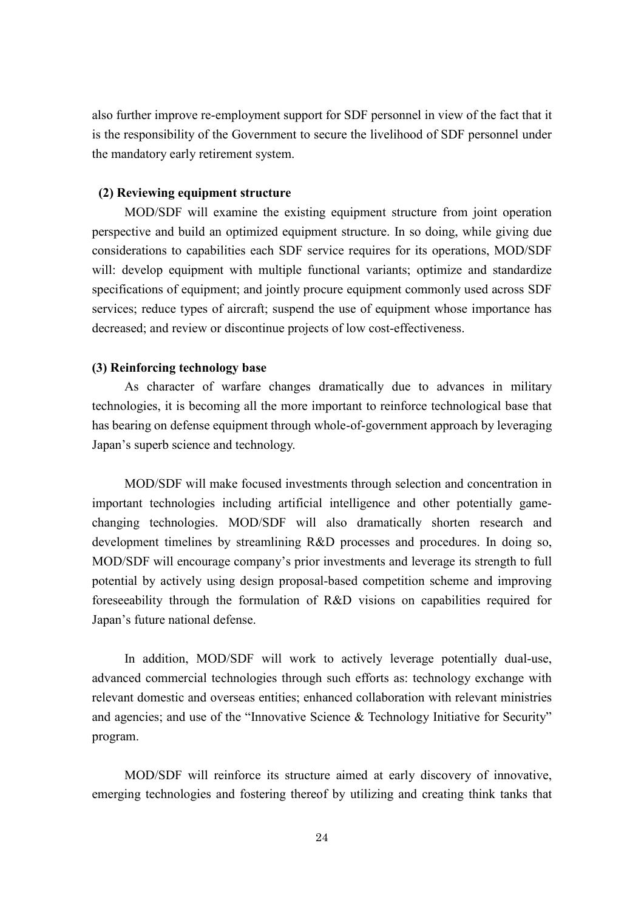also further improve re-employment support for SDF personnel in view of the fact that it is the responsibility of the Government to secure the livelihood of SDF personnel under the mandatory early retirement system.

**(2) Reviewing equipment structure**

MOD/SDF will examine the existing equipment structure from joint operation perspective and build an optimized equipment structure. In so doing, while giving due considerations to capabilities each SDF service requires for its operations, MOD/SDF will: develop equipment with multiple functional variants; optimize and standardize specifications of equipment; and jointly procure equipment commonly used across SDF services; reduce types of aircraft; suspend the use of equipment whose importance has decreased; and review or discontinue projects of low cost-effectiveness.

**(3) Reinforcing technology base**

As character of warfare changes dramatically due to advances in military technologies, it is becoming all the more important to reinforce technological base that has bearing on defense equipment through whole-of-government approach by leveraging Japan's superb science and technology.

MOD/SDF will make focused investments through selection and concentration in important technologies including artificial intelligence and other potentially game-changing technologies. MOD/SDF will also dramatically shorten research and development timelines by streamlining R&D processes and procedures. In doing so, MOD/SDF will encourage company's prior investments and leverage its strength to full potential by actively using design proposal-based competition scheme and improving foreseeability through the formulation of R&D visions on capabilities required for Japan's future national defense.

In addition, MOD/SDF will work to actively leverage potentially dual-use, advanced commercial technologies through such efforts as: technology exchange with relevant domestic and overseas entities; enhanced collaboration with relevant ministries and agencies; and use of the "Innovative Science & Technology Initiative for Security" program.

MOD/SDF will reinforce its structure aimed at early discovery of innovative, emerging technologies and fostering thereof by utilizing and creating think tanks that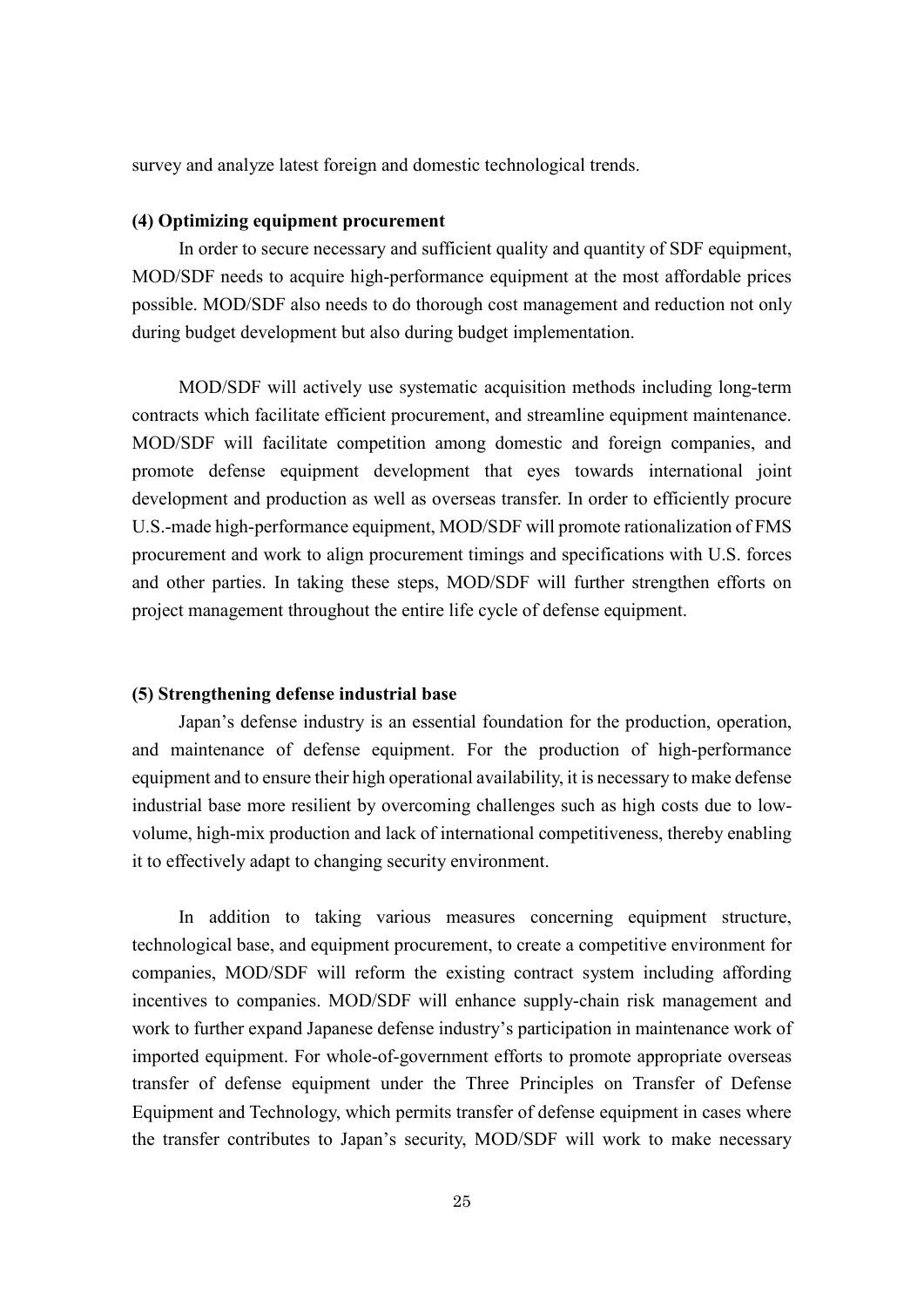survey and analyze latest foreign and domestic technological trends.

**(4) Optimizing equipment procurement**

In order to secure necessary and sufficient quality and quantity of SDF equipment, MOD/SDF needs to acquire high-performance equipment at the most affordable prices possible. MOD/SDF also needs to do thorough cost management and reduction not only during budget development but also during budget implementation.

MOD/SDF will actively use systematic acquisition methods including long-term contracts which facilitate efficient procurement, and streamline equipment maintenance. MOD/SDF will facilitate competition among domestic and foreign companies, and promote defense equipment development that eyes towards international joint development and production as well as overseas transfer. In order to efficiently procure U.S.-made high-performance equipment, MOD/SDF will promote rationalization of FMS procurement and work to align procurement timings and specifications with U.S. forces and other parties. In taking these steps, MOD/SDF will further strengthen efforts on project management throughout the entire life cycle of defense equipment.

**(5) Strengthening defense industrial base**

Japan's defense industry is an essential foundation for the production, operation, and maintenance of defense equipment. For the production of high-performance equipment and to ensure their high operational availability, it is necessary to make defense industrial base more resilient by overcoming challenges such as high costs due to low-volume, high-mix production and lack of international competitiveness, thereby enabling it to effectively adapt to changing security environment.

In addition to taking various measures concerning equipment structure, technological base, and equipment procurement, to create a competitive environment for companies, MOD/SDF will reform the existing contract system including affording incentives to companies. MOD/SDF will enhance supply-chain risk management and work to further expand Japanese defense industry's participation in maintenance work of imported equipment. For whole-of-government efforts to promote appropriate overseas transfer of defense equipment under the Three Principles on Transfer of Defense Equipment and Technology, which permits transfer of defense equipment in cases where the transfer contributes to Japan's security, MOD/SDF will work to make necessary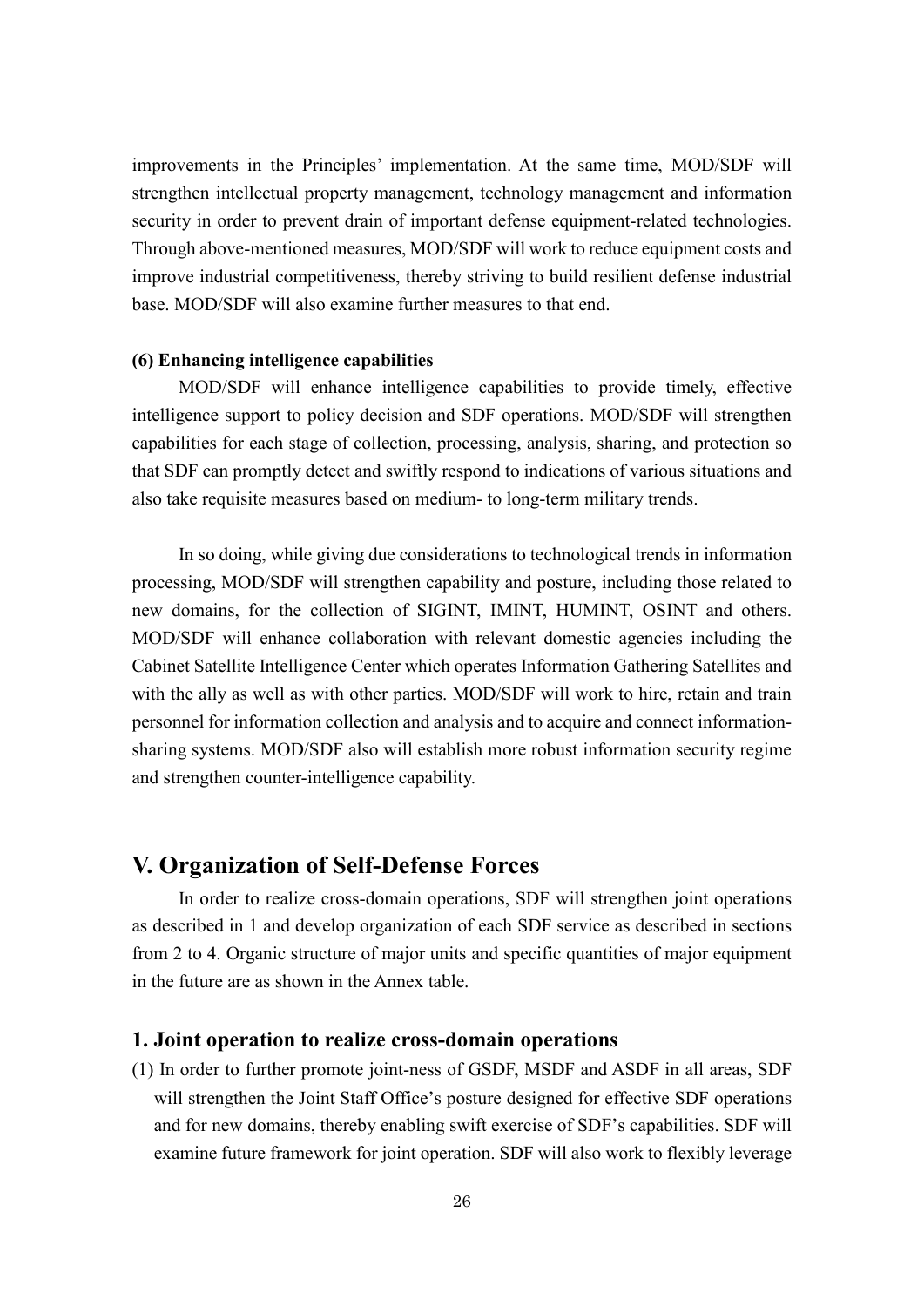improvements in the Principles' implementation. At the same time, MOD/SDF will strengthen intellectual property management, technology management and information security in order to prevent drain of important defense equipment-related technologies. Through above-mentioned measures, MOD/SDF will work to reduce equipment costs and improve industrial competitiveness, thereby striving to build resilient defense industrial base. MOD/SDF will also examine further measures to that end.

#### (6) Enhancing intelligence capabilities

MOD/SDF will enhance intelligence capabilities to provide timely, effective intelligence support to policy decision and SDF operations. MOD/SDF will strengthen capabilities for each stage of collection, processing, analysis, sharing, and protection so that SDF can promptly detect and swiftly respond to indications of various situations and also take requisite measures based on medium- to long-term military trends.

In so doing, while giving due considerations to technological trends in information processing, MOD/SDF will strengthen capability and posture, including those related to new domains, for the collection of SIGINT, IMINT, HUMINT, OSINT and others. MOD/SDF will enhance collaboration with relevant domestic agencies including the Cabinet Satellite Intelligence Center which operates Information Gathering Satellites and with the ally as well as with other parties. MOD/SDF will work to hire, retain and train personnel for information collection and analysis and to acquire and connect information-sharing systems. MOD/SDF also will establish more robust information security regime and strengthen counter-intelligence capability.

## V. Organization of Self-Defense Forces

In order to realize cross-domain operations, SDF will strengthen joint operations as described in 1 and develop organization of each SDF service as described in sections from 2 to 4. Organic structure of major units and specific quantities of major equipment in the future are as shown in the Annex table.

### 1. Joint operation to realize cross-domain operations

(1) In order to further promote joint-ness of GSDF, MSDF and ASDF in all areas, SDF will strengthen the Joint Staff Office's posture designed for effective SDF operations and for new domains, thereby enabling swift exercise of SDF's capabilities. SDF will examine future framework for joint operation. SDF will also work to flexibly leverage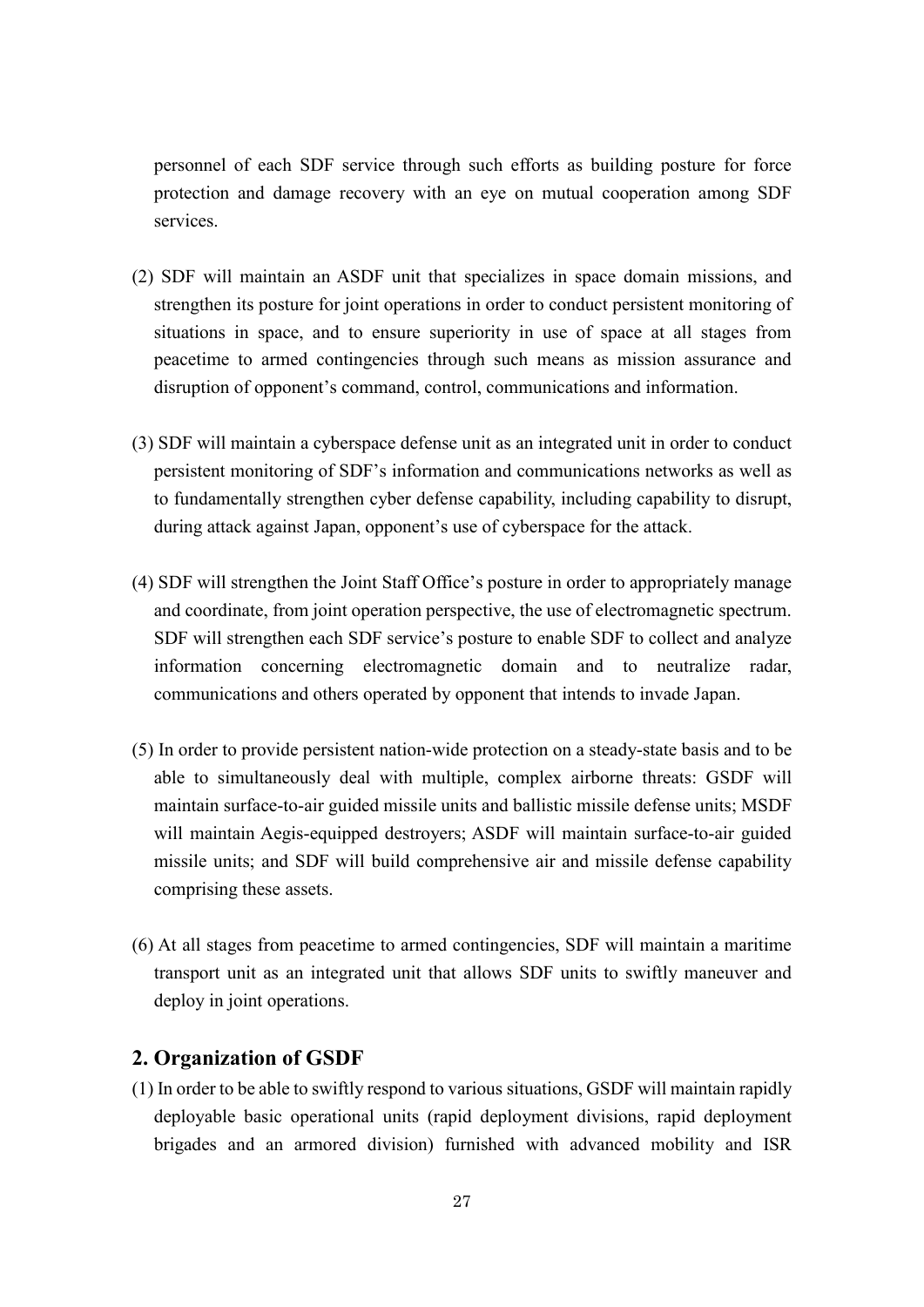personnel of each SDF service through such efforts as building posture for force protection and damage recovery with an eye on mutual cooperation among SDF services.

(2) SDF will maintain an ASDF unit that specializes in space domain missions, and strengthen its posture for joint operations in order to conduct persistent monitoring of situations in space, and to ensure superiority in use of space at all stages from peacetime to armed contingencies through such means as mission assurance and disruption of opponent's command, control, communications and information.

(3) SDF will maintain a cyberspace defense unit as an integrated unit in order to conduct persistent monitoring of SDF's information and communications networks as well as to fundamentally strengthen cyber defense capability, including capability to disrupt, during attack against Japan, opponent's use of cyberspace for the attack.

(4) SDF will strengthen the Joint Staff Office's posture in order to appropriately manage and coordinate, from joint operation perspective, the use of electromagnetic spectrum. SDF will strengthen each SDF service's posture to enable SDF to collect and analyze information concerning electromagnetic domain and to neutralize radar, communications and others operated by opponent that intends to invade Japan.

(5) In order to provide persistent nation-wide protection on a steady-state basis and to be able to simultaneously deal with multiple, complex airborne threats: GSDF will maintain surface-to-air guided missile units and ballistic missile defense units; MSDF will maintain Aegis-equipped destroyers; ASDF will maintain surface-to-air guided missile units; and SDF will build comprehensive air and missile defense capability comprising these assets.

(6) At all stages from peacetime to armed contingencies, SDF will maintain a maritime transport unit as an integrated unit that allows SDF units to swiftly maneuver and deploy in joint operations.

## 2. Organization of GSDF

(1) In order to be able to swiftly respond to various situations, GSDF will maintain rapidly deployable basic operational units (rapid deployment divisions, rapid deployment brigades and an armored division) furnished with advanced mobility and ISR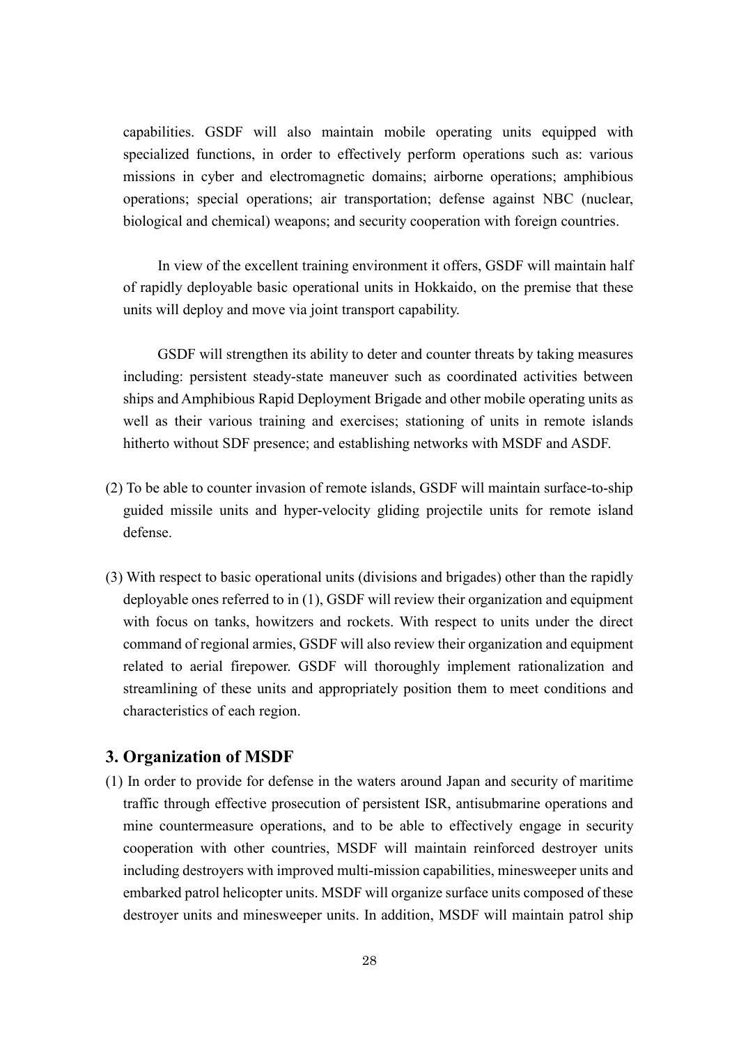capabilities. GSDF will also maintain mobile operating units equipped with specialized functions, in order to effectively perform operations such as: various missions in cyber and electromagnetic domains; airborne operations; amphibious operations; special operations; air transportation; defense against NBC (nuclear, biological and chemical) weapons; and security cooperation with foreign countries.

In view of the excellent training environment it offers, GSDF will maintain half of rapidly deployable basic operational units in Hokkaido, on the premise that these units will deploy and move via joint transport capability.

GSDF will strengthen its ability to deter and counter threats by taking measures including: persistent steady-state maneuver such as coordinated activities between ships and Amphibious Rapid Deployment Brigade and other mobile operating units as well as their various training and exercises; stationing of units in remote islands hitherto without SDF presence; and establishing networks with MSDF and ASDF.

(2) To be able to counter invasion of remote islands, GSDF will maintain surface-to-ship guided missile units and hyper-velocity gliding projectile units for remote island defense.

(3) With respect to basic operational units (divisions and brigades) other than the rapidly deployable ones referred to in (1), GSDF will review their organization and equipment with focus on tanks, howitzers and rockets. With respect to units under the direct command of regional armies, GSDF will also review their organization and equipment related to aerial firepower. GSDF will thoroughly implement rationalization and streamlining of these units and appropriately position them to meet conditions and characteristics of each region.

## 3. Organization of MSDF

(1) In order to provide for defense in the waters around Japan and security of maritime traffic through effective prosecution of persistent ISR, antisubmarine operations and mine countermeasure operations, and to be able to effectively engage in security cooperation with other countries, MSDF will maintain reinforced destroyer units including destroyers with improved multi-mission capabilities, minesweeper units and embarked patrol helicopter units. MSDF will organize surface units composed of these destroyer units and minesweeper units. In addition, MSDF will maintain patrol ship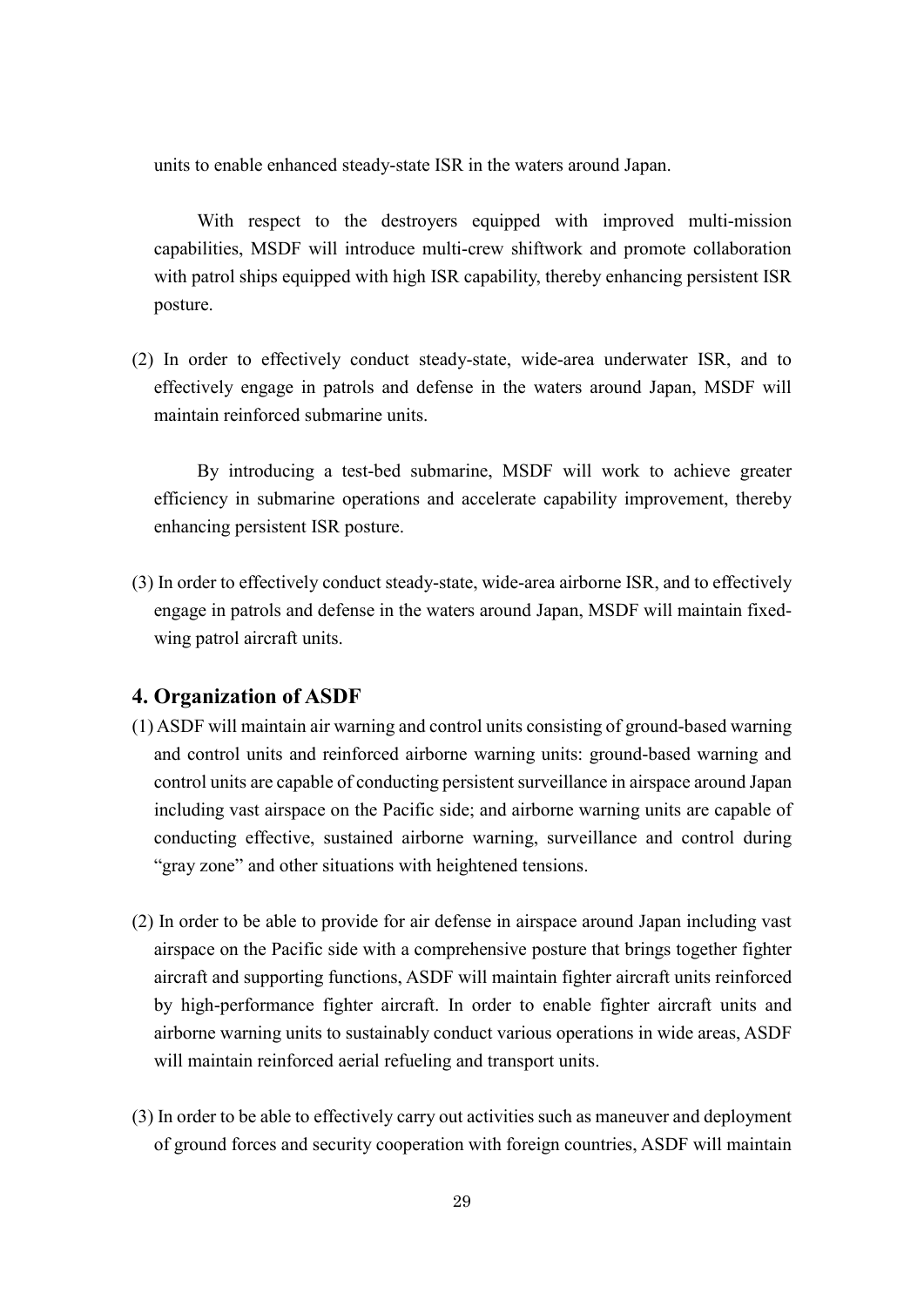units to enable enhanced steady-state ISR in the waters around Japan.

With respect to the destroyers equipped with improved multi-mission capabilities, MSDF will introduce multi-crew shiftwork and promote collaboration with patrol ships equipped with high ISR capability, thereby enhancing persistent ISR posture.

(2) In order to effectively conduct steady-state, wide-area underwater ISR, and to effectively engage in patrols and defense in the waters around Japan, MSDF will maintain reinforced submarine units.

By introducing a test-bed submarine, MSDF will work to achieve greater efficiency in submarine operations and accelerate capability improvement, thereby enhancing persistent ISR posture.

(3) In order to effectively conduct steady-state, wide-area airborne ISR, and to effectively engage in patrols and defense in the waters around Japan, MSDF will maintain fixed-wing patrol aircraft units.

## 4. Organization of ASDF

(1) ASDF will maintain air warning and control units consisting of ground-based warning and control units and reinforced airborne warning units: ground-based warning and control units are capable of conducting persistent surveillance in airspace around Japan including vast airspace on the Pacific side; and airborne warning units are capable of conducting effective, sustained airborne warning, surveillance and control during "gray zone" and other situations with heightened tensions.

(2) In order to be able to provide for air defense in airspace around Japan including vast airspace on the Pacific side with a comprehensive posture that brings together fighter aircraft and supporting functions, ASDF will maintain fighter aircraft units reinforced by high-performance fighter aircraft. In order to enable fighter aircraft units and airborne warning units to sustainably conduct various operations in wide areas, ASDF will maintain reinforced aerial refueling and transport units.

(3) In order to be able to effectively carry out activities such as maneuver and deployment of ground forces and security cooperation with foreign countries, ASDF will maintain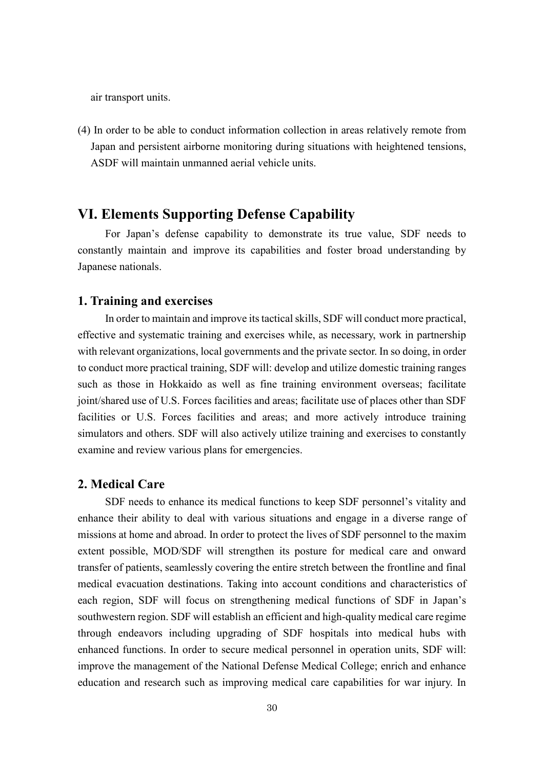air transport units.

(4) In order to be able to conduct information collection in areas relatively remote from Japan and persistent airborne monitoring during situations with heightened tensions, ASDF will maintain unmanned aerial vehicle units.

## VI. Elements Supporting Defense Capability

For Japan's defense capability to demonstrate its true value, SDF needs to constantly maintain and improve its capabilities and foster broad understanding by Japanese nationals.

### 1. Training and exercises

In order to maintain and improve its tactical skills, SDF will conduct more practical, effective and systematic training and exercises while, as necessary, work in partnership with relevant organizations, local governments and the private sector. In so doing, in order to conduct more practical training, SDF will: develop and utilize domestic training ranges such as those in Hokkaido as well as fine training environment overseas; facilitate joint/shared use of U.S. Forces facilities and areas; facilitate use of places other than SDF facilities or U.S. Forces facilities and areas; and more actively introduce training simulators and others. SDF will also actively utilize training and exercises to constantly examine and review various plans for emergencies.

### 2. Medical Care

SDF needs to enhance its medical functions to keep SDF personnel's vitality and enhance their ability to deal with various situations and engage in a diverse range of missions at home and abroad. In order to protect the lives of SDF personnel to the maxim extent possible, MOD/SDF will strengthen its posture for medical care and onward transfer of patients, seamlessly covering the entire stretch between the frontline and final medical evacuation destinations. Taking into account conditions and characteristics of each region, SDF will focus on strengthening medical functions of SDF in Japan's southwestern region. SDF will establish an efficient and high-quality medical care regime through endeavors including upgrading of SDF hospitals into medical hubs with enhanced functions. In order to secure medical personnel in operation units, SDF will: improve the management of the National Defense Medical College; enrich and enhance education and research such as improving medical care capabilities for war injury. In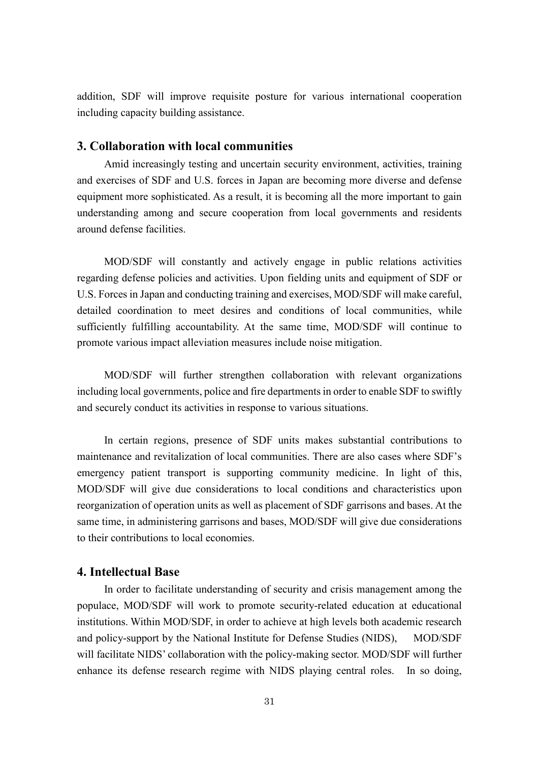addition, SDF will improve requisite posture for various international cooperation including capacity building assistance.

## 3. Collaboration with local communities

Amid increasingly testing and uncertain security environment, activities, training and exercises of SDF and U.S. forces in Japan are becoming more diverse and defense equipment more sophisticated. As a result, it is becoming all the more important to gain understanding among and secure cooperation from local governments and residents around defense facilities.

MOD/SDF will constantly and actively engage in public relations activities regarding defense policies and activities. Upon fielding units and equipment of SDF or U.S. Forces in Japan and conducting training and exercises, MOD/SDF will make careful, detailed coordination to meet desires and conditions of local communities, while sufficiently fulfilling accountability. At the same time, MOD/SDF will continue to promote various impact alleviation measures include noise mitigation.

MOD/SDF will further strengthen collaboration with relevant organizations including local governments, police and fire departments in order to enable SDF to swiftly and securely conduct its activities in response to various situations.

In certain regions, presence of SDF units makes substantial contributions to maintenance and revitalization of local communities. There are also cases where SDF's emergency patient transport is supporting community medicine. In light of this, MOD/SDF will give due considerations to local conditions and characteristics upon reorganization of operation units as well as placement of SDF garrisons and bases. At the same time, in administering garrisons and bases, MOD/SDF will give due considerations to their contributions to local economies.

## 4. Intellectual Base

In order to facilitate understanding of security and crisis management among the populace, MOD/SDF will work to promote security-related education at educational institutions. Within MOD/SDF, in order to achieve at high levels both academic research and policy-support by the National Institute for Defense Studies (NIDS), MOD/SDF will facilitate NIDS' collaboration with the policy-making sector. MOD/SDF will further enhance its defense research regime with NIDS playing central roles. In so doing,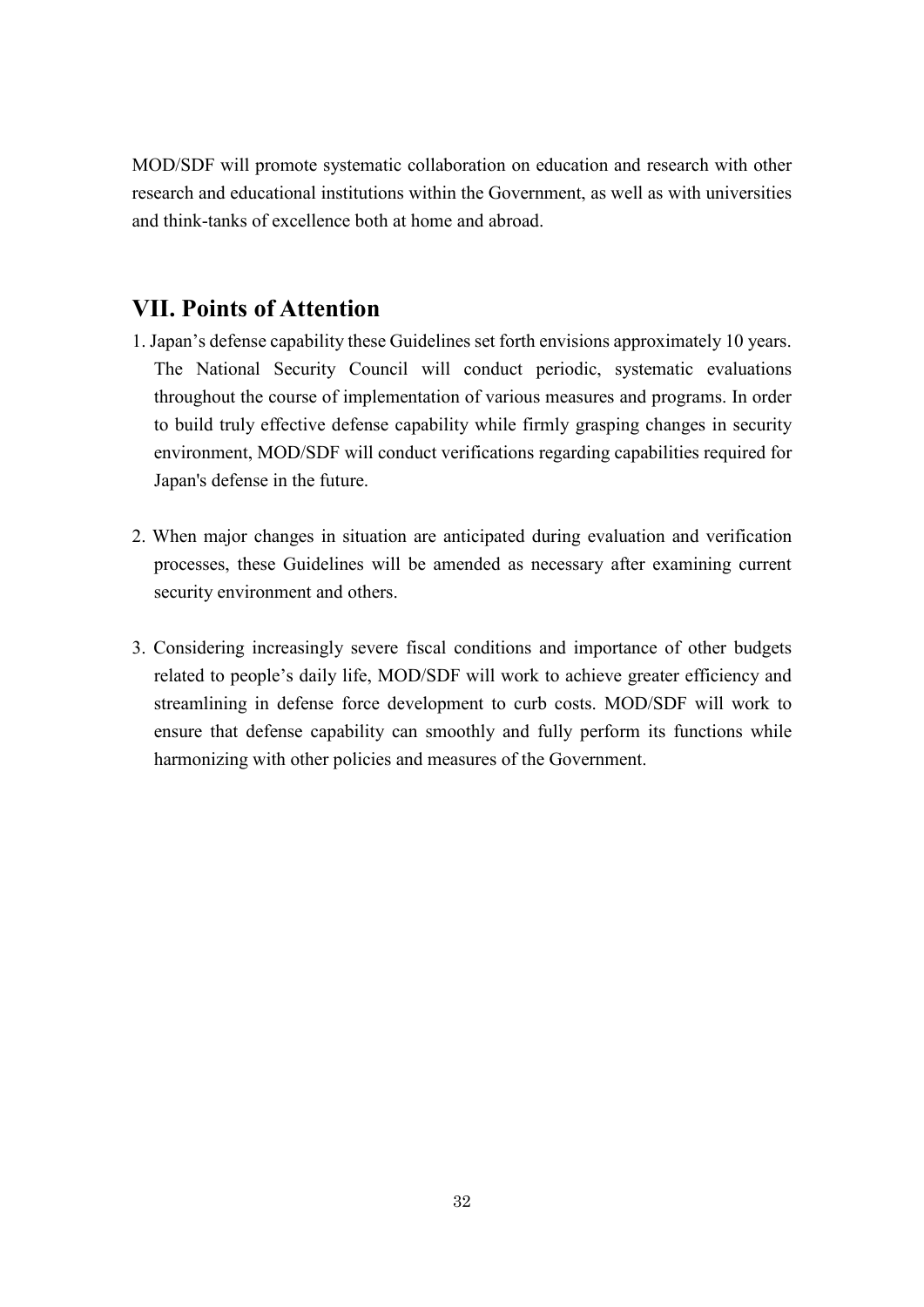MOD/SDF will promote systematic collaboration on education and research with other research and educational institutions within the Government, as well as with universities and think-tanks of excellence both at home and abroad.

## VII. Points of Attention

1. Japan's defense capability these Guidelines set forth envisions approximately 10 years. The National Security Council will conduct periodic, systematic evaluations throughout the course of implementation of various measures and programs. In order to build truly effective defense capability while firmly grasping changes in security environment, MOD/SDF will conduct verifications regarding capabilities required for Japan's defense in the future.

2. When major changes in situation are anticipated during evaluation and verification processes, these Guidelines will be amended as necessary after examining current security environment and others.

3. Considering increasingly severe fiscal conditions and importance of other budgets related to people's daily life, MOD/SDF will work to achieve greater efficiency and streamlining in defense force development to curb costs. MOD/SDF will work to ensure that defense capability can smoothly and fully perform its functions while harmonizing with other policies and measures of the Government.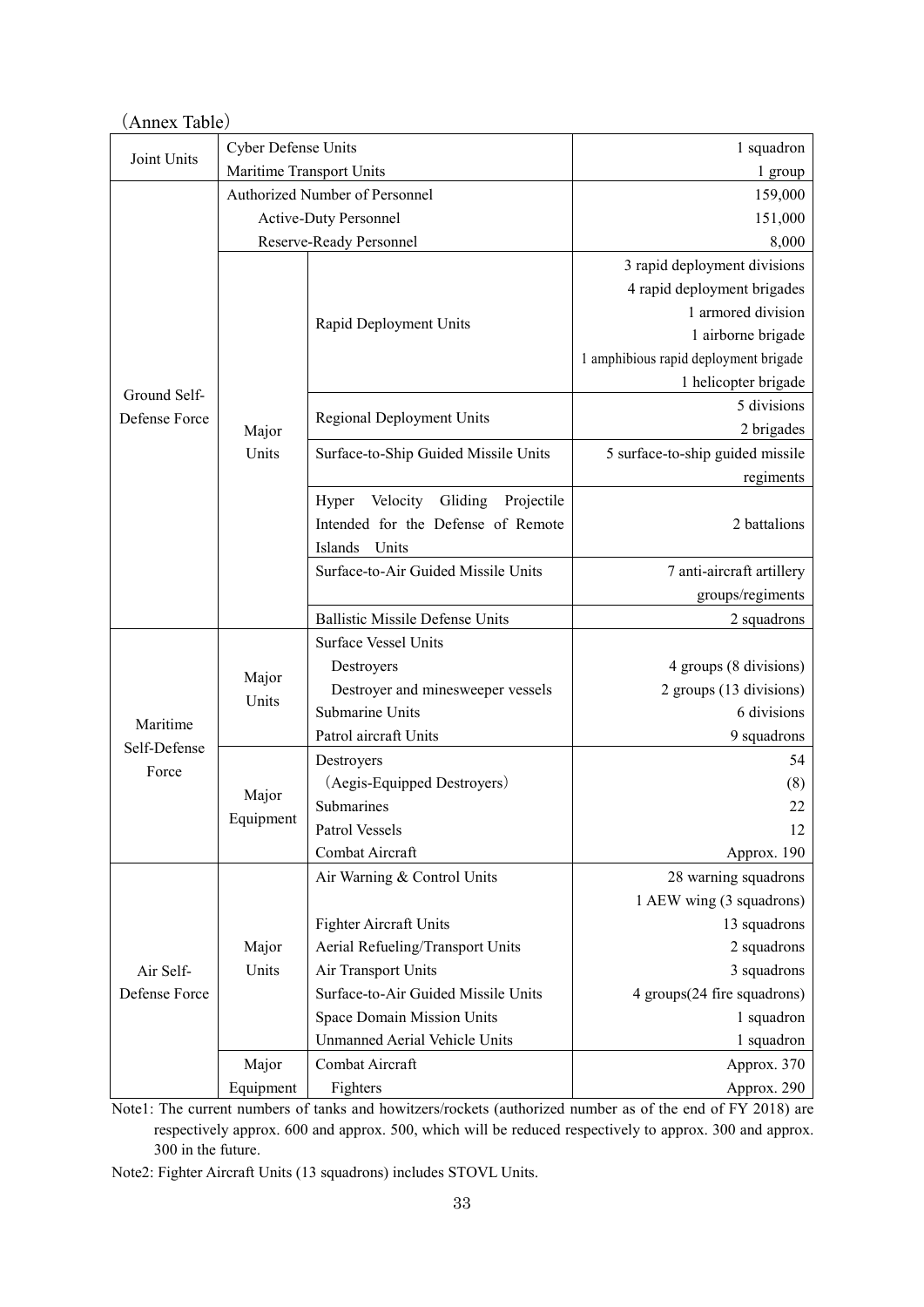（Annex Table）

| | | | |
|---|---|---|---|
| Joint Units | Cyber Defense Units | | 1 squadron |
| | Maritime Transport Units | | 1 group |
| Ground Self-Defense Force | Authorized Number of Personnel | | 159,000 |
| | Active-Duty Personnel | | 151,000 |
| | Reserve-Ready Personnel | | 8,000 |
| | Major Units | Rapid Deployment Units | 3 rapid deployment divisions<br>4 rapid deployment brigades<br>1 armored division<br>1 airborne brigade<br>1 amphibious rapid deployment brigade<br>1 helicopter brigade |
| | | Regional Deployment Units | 5 divisions<br>2 brigades |
| | | Surface-to-Ship Guided Missile Units | 5 surface-to-ship guided missile regiments |
| | | Hyper Velocity Gliding Projectile Intended for the Defense of Remote Islands Units | 2 battalions |
| | | Surface-to-Air Guided Missile Units | 7 anti-aircraft artillery groups/regiments |
| | | Ballistic Missile Defense Units | 2 squadrons |
| Maritime Self-Defense Force | Major Units | Surface Vessel Units | |
| | | Destroyers | 4 groups (8 divisions) |
| | | Destroyer and minesweeper vessels | 2 groups (13 divisions) |
| | | Submarine Units | 6 divisions |
| | | Patrol aircraft Units | 9 squadrons |
| | Major Equipment | Destroyers | 54 |
| | | （Aegis-Equipped Destroyers） | (8) |
| | | Submarines | 22 |
| | | Patrol Vessels | 12 |
| | | Combat Aircraft | Approx. 190 |
| Air Self-Defense Force | Major Units | Air Warning & Control Units | 28 warning squadrons<br>1 AEW wing (3 squadrons) |
| | | Fighter Aircraft Units | 13 squadrons |
| | | Aerial Refueling/Transport Units | 2 squadrons |
| | | Air Transport Units | 3 squadrons |
| | | Surface-to-Air Guided Missile Units | 4 groups(24 fire squadrons) |
| | | Space Domain Mission Units | 1 squadron |
| | | Unmanned Aerial Vehicle Units | 1 squadron |
| | Major Equipment | Combat Aircraft | Approx. 370 |
| | | Fighters | Approx. 290 |

Note1: The current numbers of tanks and howitzers/rockets (authorized number as of the end of FY 2018) are respectively approx. 600 and approx. 500, which will be reduced respectively to approx. 300 and approx. 300 in the future.

Note2: Fighter Aircraft Units (13 squadrons) includes STOVL Units.